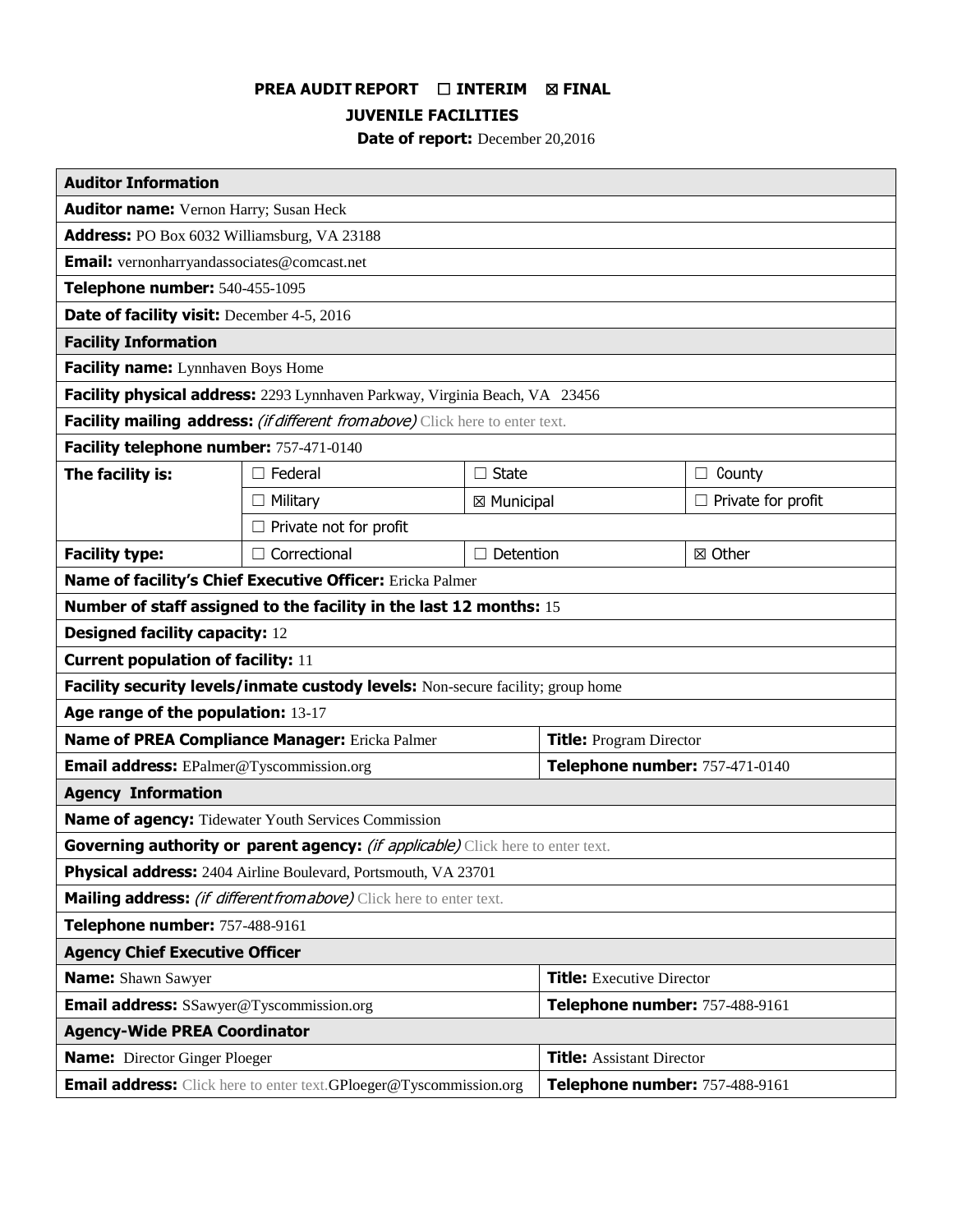# PREA AUDIT REPORT ☐ INTERIM ☒ FINAL

## JUVENILE FACILITIES

**Date of report:** December 20,2016

| **Auditor Information** | | | |
|---|---|---|---|
| **Auditor name:** Vernon Harry; Susan Heck | | | |
| **Address:** PO Box 6032 Williamsburg, VA 23188 | | | |
| **Email:** vernonharryandassociates@comcast.net | | | |
| **Telephone number:** 540-455-1095 | | | |
| **Date of facility visit:** December 4-5, 2016 | | | |
| **Facility Information** | | | |
| **Facility name:** Lynnhaven Boys Home | | | |
| **Facility physical address:** 2293 Lynnhaven Parkway, Virginia Beach, VA 23456 | | | |
| **Facility mailing address:** *(if different from above)* Click here to enter text. | | | |
| **Facility telephone number:** 757-471-0140 | | | |
| **The facility is:** | ☐ Federal | ☐ State | ☐ County |
| | ☐ Military | ☒ Municipal | ☐ Private for profit |
| | ☐ Private not for profit | | |
| **Facility type:** | ☐ Correctional | ☐ Detention | ☒ Other |
| **Name of facility's Chief Executive Officer:** Ericka Palmer | | | |
| **Number of staff assigned to the facility in the last 12 months:** 15 | | | |
| **Designed facility capacity:** 12 | | | |
| **Current population of facility:** 11 | | | |
| **Facility security levels/inmate custody levels:** Non-secure facility; group home | | | |
| **Age range of the population:** 13-17 | | | |
| **Name of PREA Compliance Manager:** Ericka Palmer | | **Title:** Program Director | |
| **Email address:** EPalmer@Tyscommission.org | | **Telephone number:** 757-471-0140 | |
| **Agency Information** | | | |
| **Name of agency:** Tidewater Youth Services Commission | | | |
| **Governing authority or parent agency:** *(if applicable)* Click here to enter text. | | | |
| **Physical address:** 2404 Airline Boulevard, Portsmouth, VA 23701 | | | |
| **Mailing address:** *(if different from above)* Click here to enter text. | | | |
| **Telephone number:** 757-488-9161 | | | |
| **Agency Chief Executive Officer** | | | |
| **Name:** Shawn Sawyer | | **Title:** Executive Director | |
| **Email address:** SSawyer@Tyscommission.org | | **Telephone number:** 757-488-9161 | |
| **Agency-Wide PREA Coordinator** | | | |
| **Name:** Director Ginger Ploeger | | **Title:** Assistant Director | |
| **Email address:** Click here to enter text.GPloeger@Tyscommission.org | | **Telephone number:** 757-488-9161 | |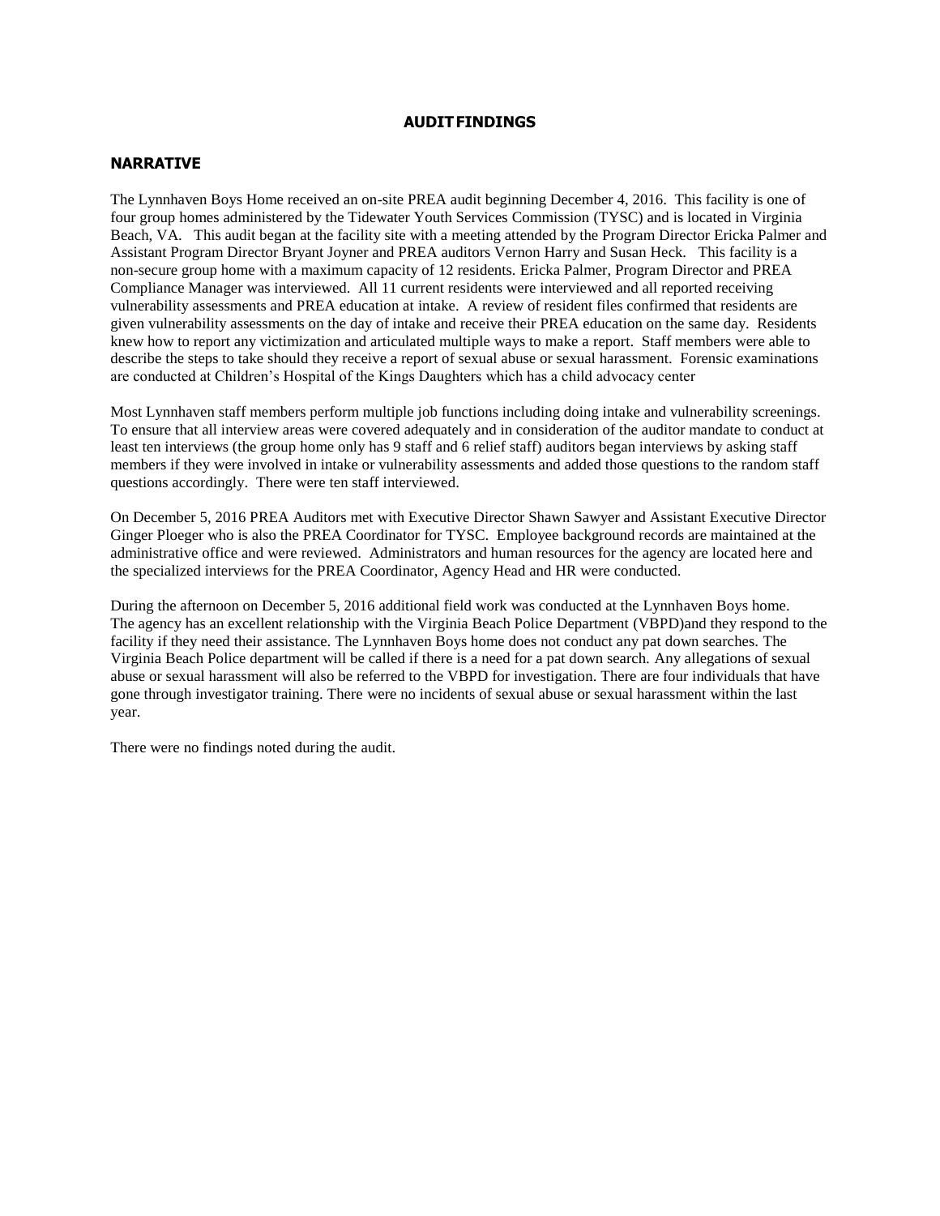## AUDIT FINDINGS

### NARRATIVE

The Lynnhaven Boys Home received an on-site PREA audit beginning December 4, 2016. This facility is one of four group homes administered by the Tidewater Youth Services Commission (TYSC) and is located in Virginia Beach, VA. This audit began at the facility site with a meeting attended by the Program Director Ericka Palmer and Assistant Program Director Bryant Joyner and PREA auditors Vernon Harry and Susan Heck. This facility is a non-secure group home with a maximum capacity of 12 residents. Ericka Palmer, Program Director and PREA Compliance Manager was interviewed. All 11 current residents were interviewed and all reported receiving vulnerability assessments and PREA education at intake. A review of resident files confirmed that residents are given vulnerability assessments on the day of intake and receive their PREA education on the same day. Residents knew how to report any victimization and articulated multiple ways to make a report. Staff members were able to describe the steps to take should they receive a report of sexual abuse or sexual harassment. Forensic examinations are conducted at Children's Hospital of the Kings Daughters which has a child advocacy center

Most Lynnhaven staff members perform multiple job functions including doing intake and vulnerability screenings. To ensure that all interview areas were covered adequately and in consideration of the auditor mandate to conduct at least ten interviews (the group home only has 9 staff and 6 relief staff) auditors began interviews by asking staff members if they were involved in intake or vulnerability assessments and added those questions to the random staff questions accordingly. There were ten staff interviewed.

On December 5, 2016 PREA Auditors met with Executive Director Shawn Sawyer and Assistant Executive Director Ginger Ploeger who is also the PREA Coordinator for TYSC. Employee background records are maintained at the administrative office and were reviewed. Administrators and human resources for the agency are located here and the specialized interviews for the PREA Coordinator, Agency Head and HR were conducted.

During the afternoon on December 5, 2016 additional field work was conducted at the Lynnhaven Boys home. The agency has an excellent relationship with the Virginia Beach Police Department (VBPD)and they respond to the facility if they need their assistance. The Lynnhaven Boys home does not conduct any pat down searches. The Virginia Beach Police department will be called if there is a need for a pat down search. Any allegations of sexual abuse or sexual harassment will also be referred to the VBPD for investigation. There are four individuals that have gone through investigator training. There were no incidents of sexual abuse or sexual harassment within the last year.

There were no findings noted during the audit.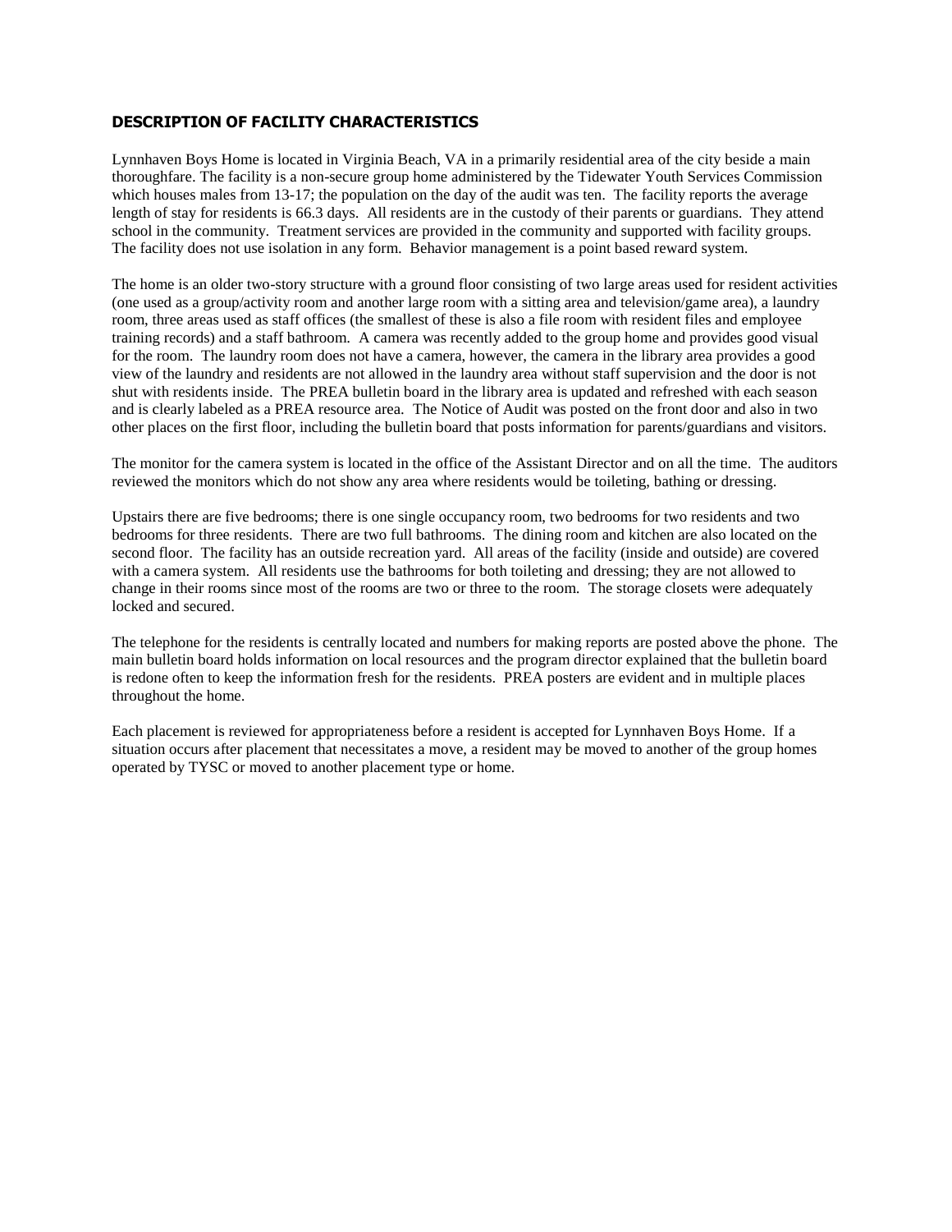## DESCRIPTION OF FACILITY CHARACTERISTICS

Lynnhaven Boys Home is located in Virginia Beach, VA in a primarily residential area of the city beside a main thoroughfare. The facility is a non-secure group home administered by the Tidewater Youth Services Commission which houses males from 13-17; the population on the day of the audit was ten. The facility reports the average length of stay for residents is 66.3 days. All residents are in the custody of their parents or guardians. They attend school in the community. Treatment services are provided in the community and supported with facility groups. The facility does not use isolation in any form. Behavior management is a point based reward system.

The home is an older two-story structure with a ground floor consisting of two large areas used for resident activities (one used as a group/activity room and another large room with a sitting area and television/game area), a laundry room, three areas used as staff offices (the smallest of these is also a file room with resident files and employee training records) and a staff bathroom. A camera was recently added to the group home and provides good visual for the room. The laundry room does not have a camera, however, the camera in the library area provides a good view of the laundry and residents are not allowed in the laundry area without staff supervision and the door is not shut with residents inside. The PREA bulletin board in the library area is updated and refreshed with each season and is clearly labeled as a PREA resource area. The Notice of Audit was posted on the front door and also in two other places on the first floor, including the bulletin board that posts information for parents/guardians and visitors.

The monitor for the camera system is located in the office of the Assistant Director and on all the time. The auditors reviewed the monitors which do not show any area where residents would be toileting, bathing or dressing.

Upstairs there are five bedrooms; there is one single occupancy room, two bedrooms for two residents and two bedrooms for three residents. There are two full bathrooms. The dining room and kitchen are also located on the second floor. The facility has an outside recreation yard. All areas of the facility (inside and outside) are covered with a camera system. All residents use the bathrooms for both toileting and dressing; they are not allowed to change in their rooms since most of the rooms are two or three to the room. The storage closets were adequately locked and secured.

The telephone for the residents is centrally located and numbers for making reports are posted above the phone. The main bulletin board holds information on local resources and the program director explained that the bulletin board is redone often to keep the information fresh for the residents. PREA posters are evident and in multiple places throughout the home.

Each placement is reviewed for appropriateness before a resident is accepted for Lynnhaven Boys Home. If a situation occurs after placement that necessitates a move, a resident may be moved to another of the group homes operated by TYSC or moved to another placement type or home.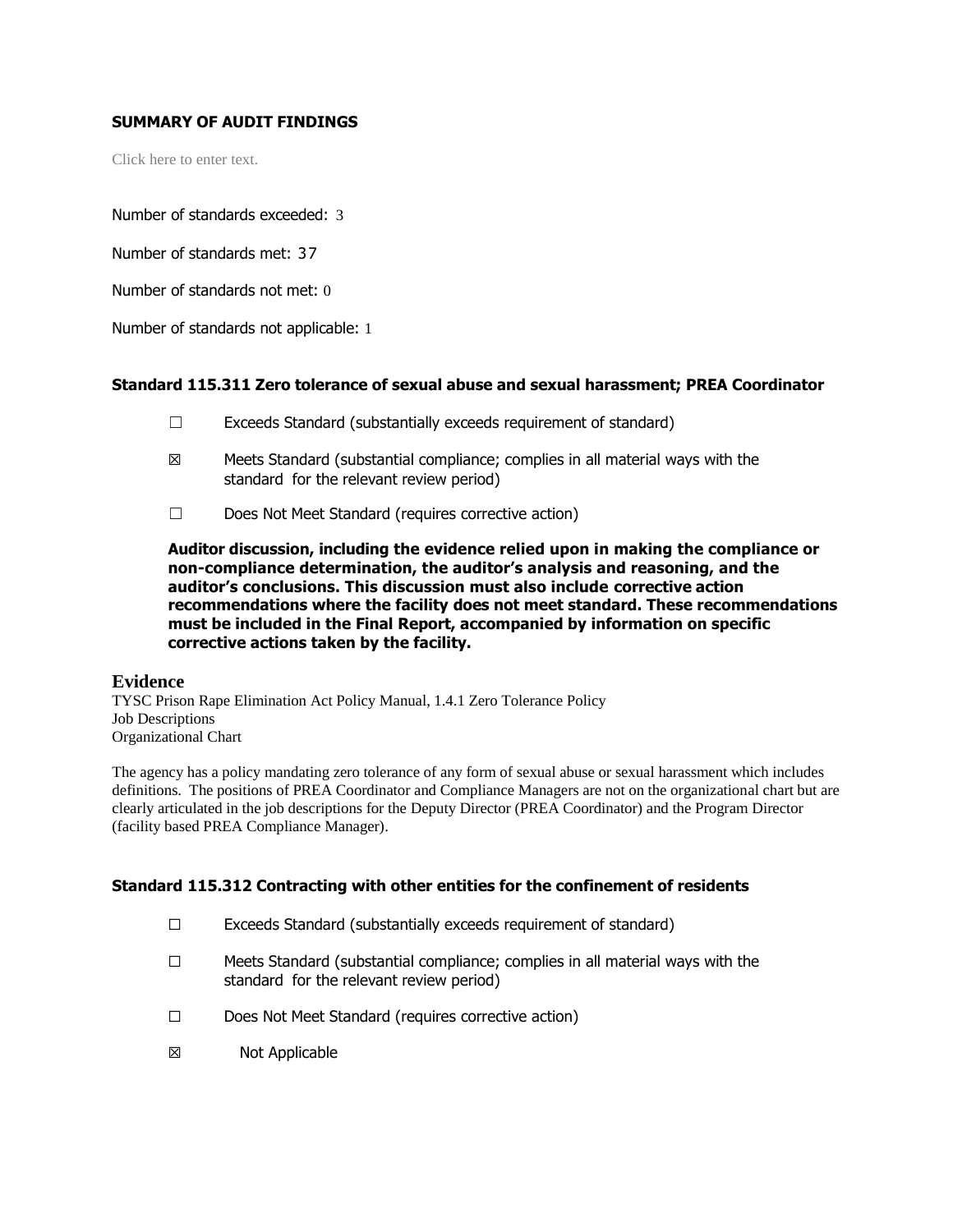**SUMMARY OF AUDIT FINDINGS**

Click here to enter text.

Number of standards exceeded: 3

Number of standards met: 37

Number of standards not met: 0

Number of standards not applicable: 1

**Standard 115.311 Zero tolerance of sexual abuse and sexual harassment; PREA Coordinator**

☐ Exceeds Standard (substantially exceeds requirement of standard)

☒ Meets Standard (substantial compliance; complies in all material ways with the standard for the relevant review period)

☐ Does Not Meet Standard (requires corrective action)

**Auditor discussion, including the evidence relied upon in making the compliance or non-compliance determination, the auditor's analysis and reasoning, and the auditor's conclusions. This discussion must also include corrective action recommendations where the facility does not meet standard. These recommendations must be included in the Final Report, accompanied by information on specific corrective actions taken by the facility.**

## Evidence

TYSC Prison Rape Elimination Act Policy Manual, 1.4.1 Zero Tolerance Policy
Job Descriptions
Organizational Chart

The agency has a policy mandating zero tolerance of any form of sexual abuse or sexual harassment which includes definitions. The positions of PREA Coordinator and Compliance Managers are not on the organizational chart but are clearly articulated in the job descriptions for the Deputy Director (PREA Coordinator) and the Program Director (facility based PREA Compliance Manager).

**Standard 115.312 Contracting with other entities for the confinement of residents**

☐ Exceeds Standard (substantially exceeds requirement of standard)

☐ Meets Standard (substantial compliance; complies in all material ways with the standard for the relevant review period)

☐ Does Not Meet Standard (requires corrective action)

☒ Not Applicable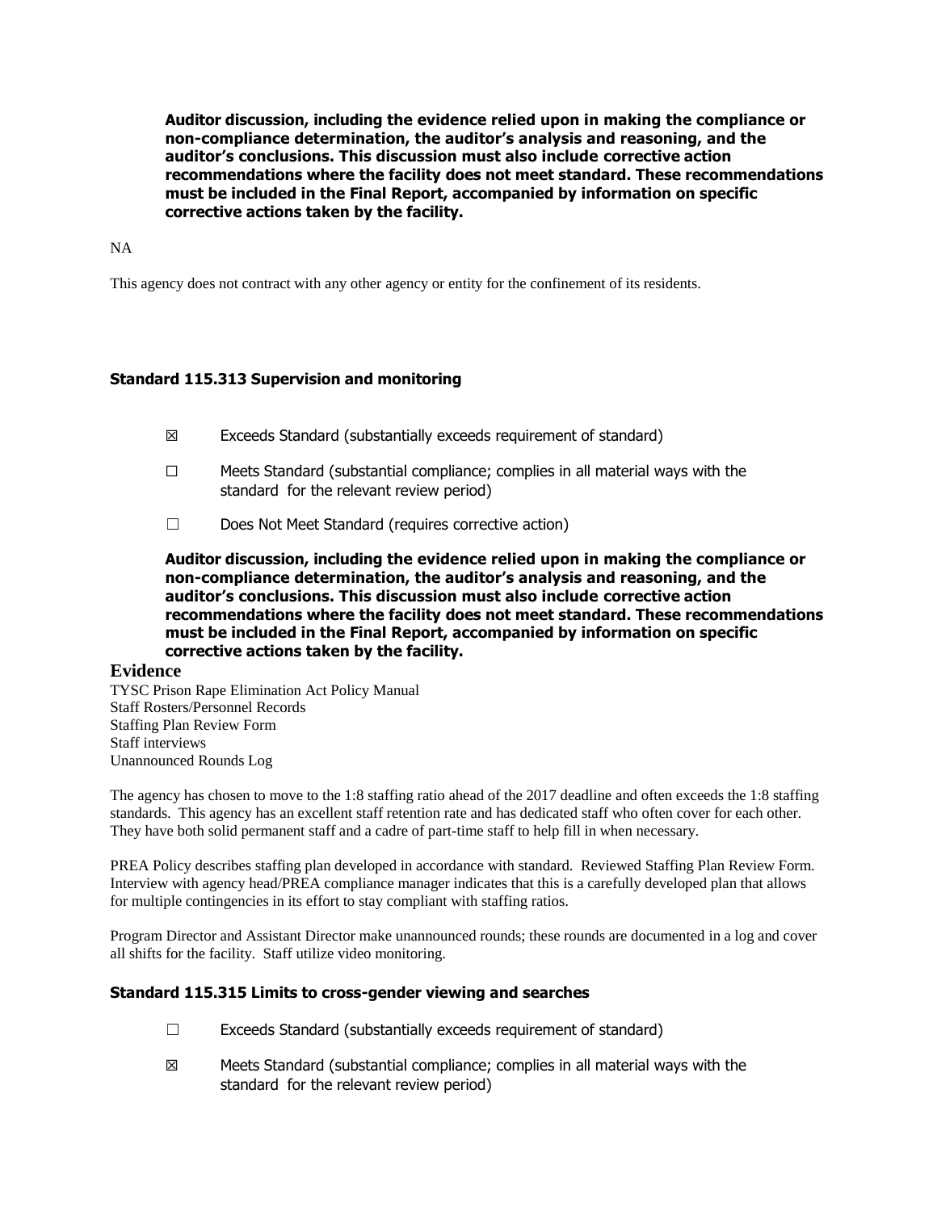**Auditor discussion, including the evidence relied upon in making the compliance or non-compliance determination, the auditor's analysis and reasoning, and the auditor's conclusions. This discussion must also include corrective action recommendations where the facility does not meet standard. These recommendations must be included in the Final Report, accompanied by information on specific corrective actions taken by the facility.**

NA

This agency does not contract with any other agency or entity for the confinement of its residents.

### Standard 115.313 Supervision and monitoring

- ☒ Exceeds Standard (substantially exceeds requirement of standard)
- ☐ Meets Standard (substantial compliance; complies in all material ways with the standard for the relevant review period)
- ☐ Does Not Meet Standard (requires corrective action)

**Auditor discussion, including the evidence relied upon in making the compliance or non-compliance determination, the auditor's analysis and reasoning, and the auditor's conclusions. This discussion must also include corrective action recommendations where the facility does not meet standard. These recommendations must be included in the Final Report, accompanied by information on specific corrective actions taken by the facility.**

**Evidence**

TYSC Prison Rape Elimination Act Policy Manual
Staff Rosters/Personnel Records
Staffing Plan Review Form
Staff interviews
Unannounced Rounds Log

The agency has chosen to move to the 1:8 staffing ratio ahead of the 2017 deadline and often exceeds the 1:8 staffing standards. This agency has an excellent staff retention rate and has dedicated staff who often cover for each other. They have both solid permanent staff and a cadre of part-time staff to help fill in when necessary.

PREA Policy describes staffing plan developed in accordance with standard. Reviewed Staffing Plan Review Form. Interview with agency head/PREA compliance manager indicates that this is a carefully developed plan that allows for multiple contingencies in its effort to stay compliant with staffing ratios.

Program Director and Assistant Director make unannounced rounds; these rounds are documented in a log and cover all shifts for the facility. Staff utilize video monitoring.

### Standard 115.315 Limits to cross-gender viewing and searches

- ☐ Exceeds Standard (substantially exceeds requirement of standard)
- ☒ Meets Standard (substantial compliance; complies in all material ways with the standard for the relevant review period)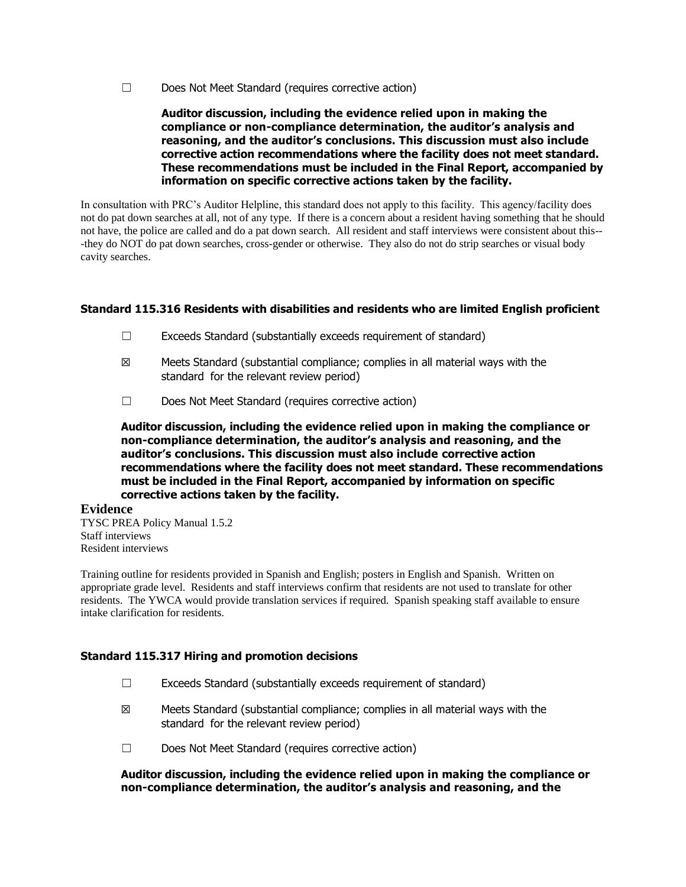☐ Does Not Meet Standard (requires corrective action)

**Auditor discussion, including the evidence relied upon in making the compliance or non-compliance determination, the auditor's analysis and reasoning, and the auditor's conclusions. This discussion must also include corrective action recommendations where the facility does not meet standard. These recommendations must be included in the Final Report, accompanied by information on specific corrective actions taken by the facility.**

In consultation with PRC's Auditor Helpline, this standard does not apply to this facility. This agency/facility does not do pat down searches at all, not of any type. If there is a concern about a resident having something that he should not have, the police are called and do a pat down search. All resident and staff interviews were consistent about this---they do NOT do pat down searches, cross-gender or otherwise. They also do not do strip searches or visual body cavity searches.

### Standard 115.316 Residents with disabilities and residents who are limited English proficient

☐ Exceeds Standard (substantially exceeds requirement of standard)

☒ Meets Standard (substantial compliance; complies in all material ways with the standard for the relevant review period)

☐ Does Not Meet Standard (requires corrective action)

**Auditor discussion, including the evidence relied upon in making the compliance or non-compliance determination, the auditor's analysis and reasoning, and the auditor's conclusions. This discussion must also include corrective action recommendations where the facility does not meet standard. These recommendations must be included in the Final Report, accompanied by information on specific corrective actions taken by the facility.**

**Evidence**

TYSC PREA Policy Manual 1.5.2
Staff interviews
Resident interviews

Training outline for residents provided in Spanish and English; posters in English and Spanish. Written on appropriate grade level. Residents and staff interviews confirm that residents are not used to translate for other residents. The YWCA would provide translation services if required. Spanish speaking staff available to ensure intake clarification for residents.

### Standard 115.317 Hiring and promotion decisions

☐ Exceeds Standard (substantially exceeds requirement of standard)

☒ Meets Standard (substantial compliance; complies in all material ways with the standard for the relevant review period)

☐ Does Not Meet Standard (requires corrective action)

**Auditor discussion, including the evidence relied upon in making the compliance or non-compliance determination, the auditor's analysis and reasoning, and the**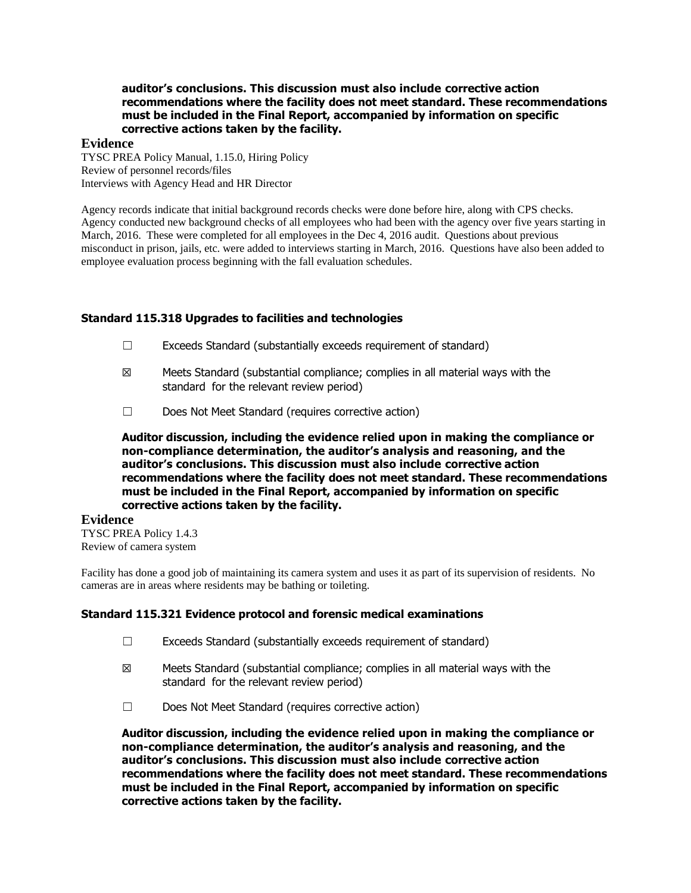**auditor's conclusions. This discussion must also include corrective action recommendations where the facility does not meet standard. These recommendations must be included in the Final Report, accompanied by information on specific corrective actions taken by the facility.**

**Evidence**

TYSC PREA Policy Manual, 1.15.0, Hiring Policy
Review of personnel records/files
Interviews with Agency Head and HR Director

Agency records indicate that initial background records checks were done before hire, along with CPS checks. Agency conducted new background checks of all employees who had been with the agency over five years starting in March, 2016. These were completed for all employees in the Dec 4, 2016 audit. Questions about previous misconduct in prison, jails, etc. were added to interviews starting in March, 2016. Questions have also been added to employee evaluation process beginning with the fall evaluation schedules.

### Standard 115.318 Upgrades to facilities and technologies

☐ Exceeds Standard (substantially exceeds requirement of standard)

☒ Meets Standard (substantial compliance; complies in all material ways with the standard for the relevant review period)

☐ Does Not Meet Standard (requires corrective action)

**Auditor discussion, including the evidence relied upon in making the compliance or non-compliance determination, the auditor's analysis and reasoning, and the auditor's conclusions. This discussion must also include corrective action recommendations where the facility does not meet standard. These recommendations must be included in the Final Report, accompanied by information on specific corrective actions taken by the facility.**

**Evidence**

TYSC PREA Policy 1.4.3
Review of camera system

Facility has done a good job of maintaining its camera system and uses it as part of its supervision of residents. No cameras are in areas where residents may be bathing or toileting.

### Standard 115.321 Evidence protocol and forensic medical examinations

☐ Exceeds Standard (substantially exceeds requirement of standard)

☒ Meets Standard (substantial compliance; complies in all material ways with the standard for the relevant review period)

☐ Does Not Meet Standard (requires corrective action)

**Auditor discussion, including the evidence relied upon in making the compliance or non-compliance determination, the auditor's analysis and reasoning, and the auditor's conclusions. This discussion must also include corrective action recommendations where the facility does not meet standard. These recommendations must be included in the Final Report, accompanied by information on specific corrective actions taken by the facility.**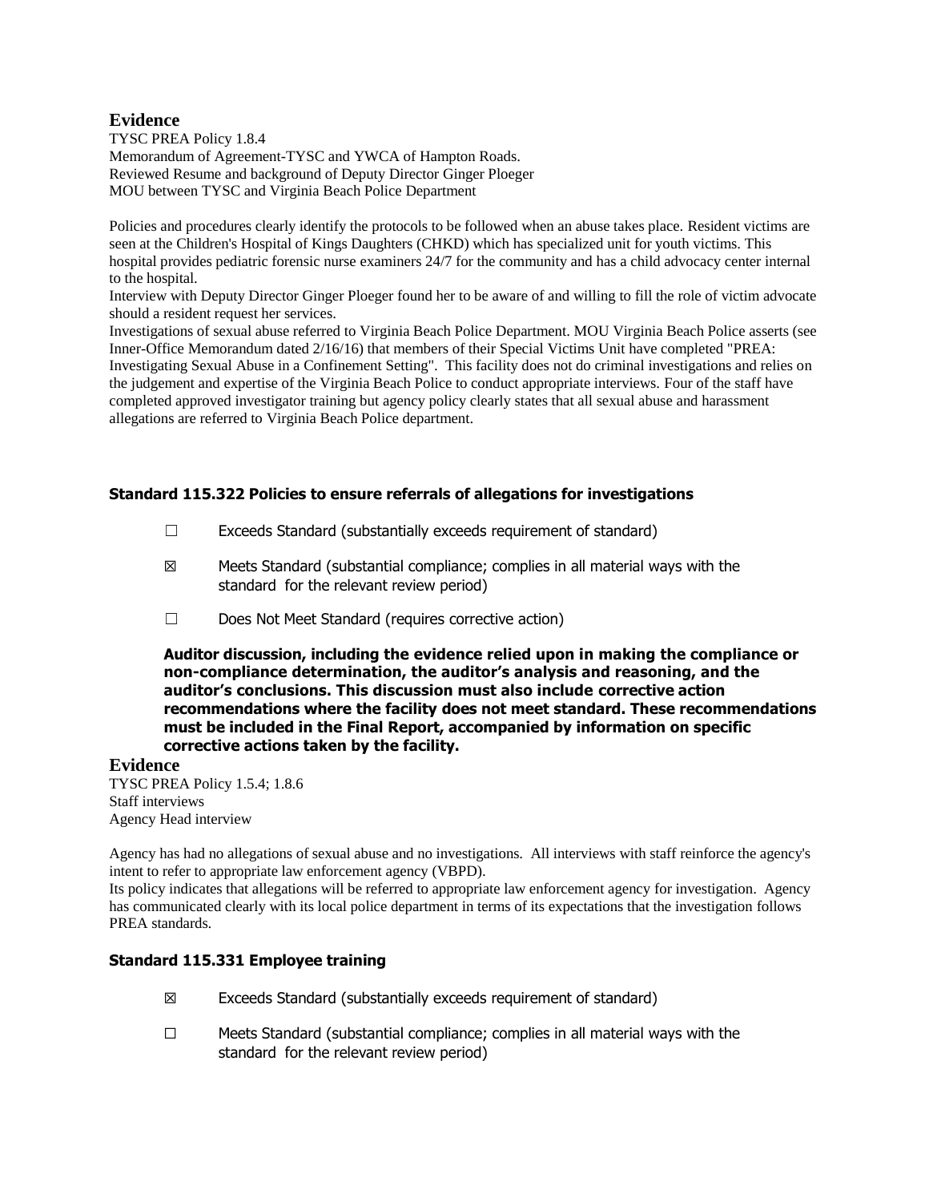### Evidence

TYSC PREA Policy 1.8.4
Memorandum of Agreement-TYSC and YWCA of Hampton Roads.
Reviewed Resume and background of Deputy Director Ginger Ploeger
MOU between TYSC and Virginia Beach Police Department

Policies and procedures clearly identify the protocols to be followed when an abuse takes place. Resident victims are seen at the Children's Hospital of Kings Daughters (CHKD) which has specialized unit for youth victims. This hospital provides pediatric forensic nurse examiners 24/7 for the community and has a child advocacy center internal to the hospital.
Interview with Deputy Director Ginger Ploeger found her to be aware of and willing to fill the role of victim advocate should a resident request her services.
Investigations of sexual abuse referred to Virginia Beach Police Department. MOU Virginia Beach Police asserts (see Inner-Office Memorandum dated 2/16/16) that members of their Special Victims Unit have completed "PREA: Investigating Sexual Abuse in a Confinement Setting". This facility does not do criminal investigations and relies on the judgement and expertise of the Virginia Beach Police to conduct appropriate interviews. Four of the staff have completed approved investigator training but agency policy clearly states that all sexual abuse and harassment allegations are referred to Virginia Beach Police department.

### Standard 115.322 Policies to ensure referrals of allegations for investigations

☐ Exceeds Standard (substantially exceeds requirement of standard)

☒ Meets Standard (substantial compliance; complies in all material ways with the standard for the relevant review period)

☐ Does Not Meet Standard (requires corrective action)

**Auditor discussion, including the evidence relied upon in making the compliance or non-compliance determination, the auditor's analysis and reasoning, and the auditor's conclusions. This discussion must also include corrective action recommendations where the facility does not meet standard. These recommendations must be included in the Final Report, accompanied by information on specific corrective actions taken by the facility.**

### Evidence

TYSC PREA Policy 1.5.4; 1.8.6
Staff interviews
Agency Head interview

Agency has had no allegations of sexual abuse and no investigations. All interviews with staff reinforce the agency's intent to refer to appropriate law enforcement agency (VBPD).
Its policy indicates that allegations will be referred to appropriate law enforcement agency for investigation. Agency has communicated clearly with its local police department in terms of its expectations that the investigation follows PREA standards.

### Standard 115.331 Employee training

☒ Exceeds Standard (substantially exceeds requirement of standard)

☐ Meets Standard (substantial compliance; complies in all material ways with the standard for the relevant review period)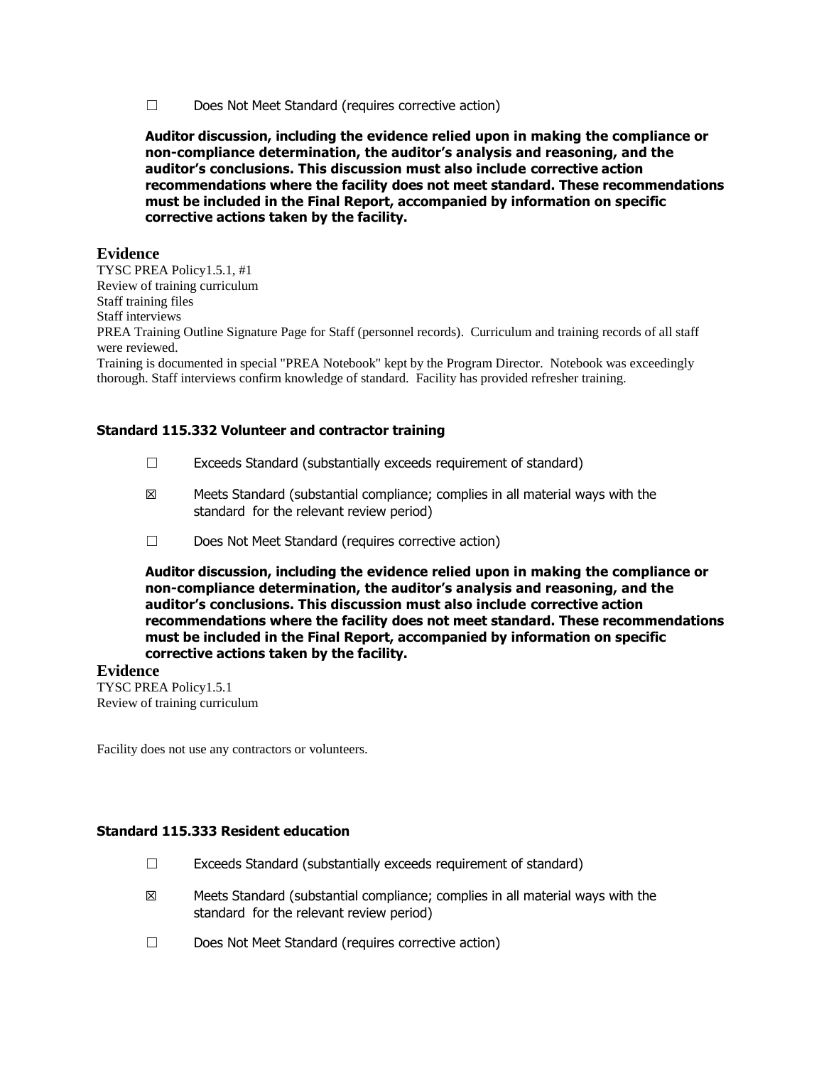☐ Does Not Meet Standard (requires corrective action)

**Auditor discussion, including the evidence relied upon in making the compliance or non-compliance determination, the auditor's analysis and reasoning, and the auditor's conclusions. This discussion must also include corrective action recommendations where the facility does not meet standard. These recommendations must be included in the Final Report, accompanied by information on specific corrective actions taken by the facility.**

## Evidence

TYSC PREA Policy1.5.1, #1
Review of training curriculum
Staff training files
Staff interviews
PREA Training Outline Signature Page for Staff (personnel records). Curriculum and training records of all staff were reviewed.
Training is documented in special "PREA Notebook" kept by the Program Director. Notebook was exceedingly thorough. Staff interviews confirm knowledge of standard. Facility has provided refresher training.

### Standard 115.332 Volunteer and contractor training

☐ Exceeds Standard (substantially exceeds requirement of standard)

☒ Meets Standard (substantial compliance; complies in all material ways with the standard for the relevant review period)

☐ Does Not Meet Standard (requires corrective action)

**Auditor discussion, including the evidence relied upon in making the compliance or non-compliance determination, the auditor's analysis and reasoning, and the auditor's conclusions. This discussion must also include corrective action recommendations where the facility does not meet standard. These recommendations must be included in the Final Report, accompanied by information on specific corrective actions taken by the facility.**

## Evidence

TYSC PREA Policy1.5.1
Review of training curriculum

Facility does not use any contractors or volunteers.

### Standard 115.333 Resident education

☐ Exceeds Standard (substantially exceeds requirement of standard)

☒ Meets Standard (substantial compliance; complies in all material ways with the standard for the relevant review period)

☐ Does Not Meet Standard (requires corrective action)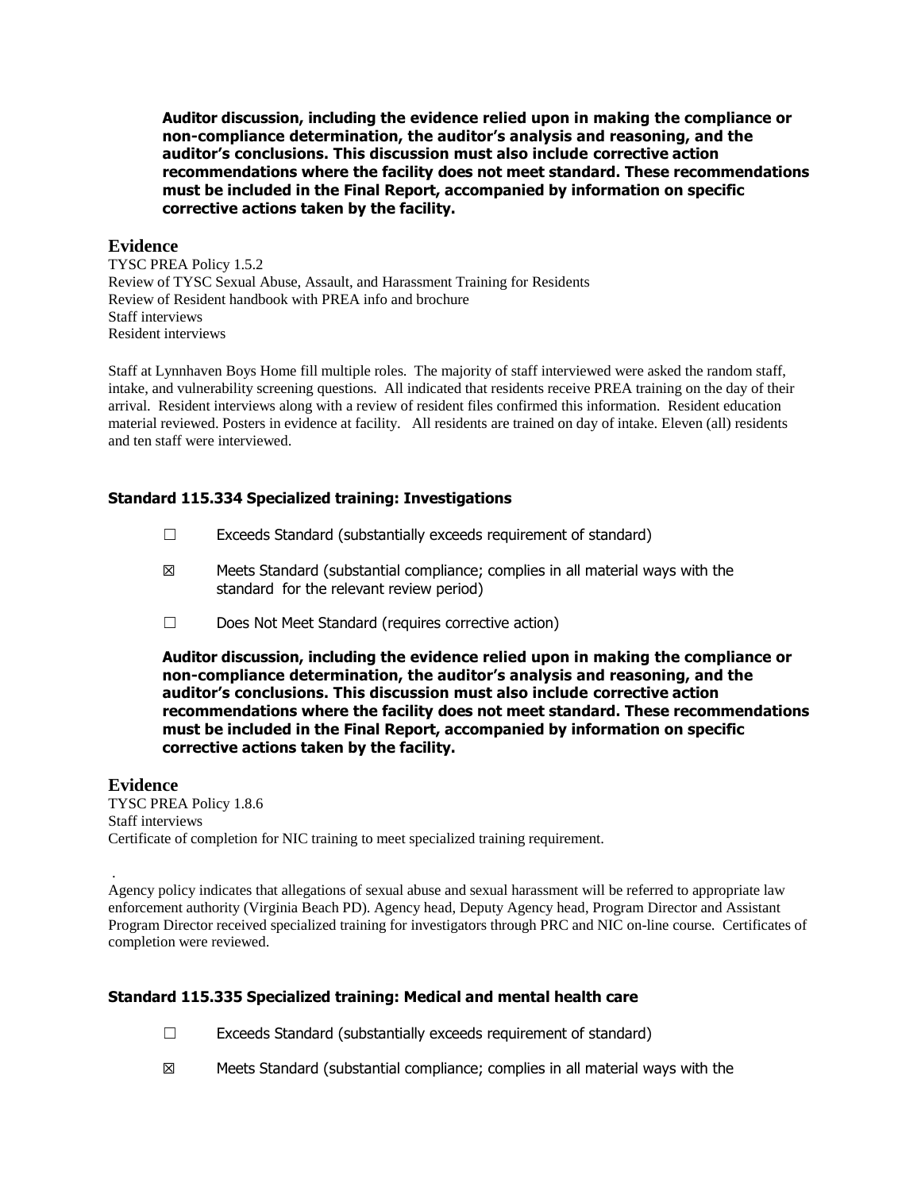**Auditor discussion, including the evidence relied upon in making the compliance or non-compliance determination, the auditor's analysis and reasoning, and the auditor's conclusions. This discussion must also include corrective action recommendations where the facility does not meet standard. These recommendations must be included in the Final Report, accompanied by information on specific corrective actions taken by the facility.**

## Evidence

TYSC PREA Policy 1.5.2
Review of TYSC Sexual Abuse, Assault, and Harassment Training for Residents
Review of Resident handbook with PREA info and brochure
Staff interviews
Resident interviews

Staff at Lynnhaven Boys Home fill multiple roles. The majority of staff interviewed were asked the random staff, intake, and vulnerability screening questions. All indicated that residents receive PREA training on the day of their arrival. Resident interviews along with a review of resident files confirmed this information. Resident education material reviewed. Posters in evidence at facility. All residents are trained on day of intake. Eleven (all) residents and ten staff were interviewed.

### Standard 115.334 Specialized training: Investigations

☐ Exceeds Standard (substantially exceeds requirement of standard)

☒ Meets Standard (substantial compliance; complies in all material ways with the standard for the relevant review period)

☐ Does Not Meet Standard (requires corrective action)

**Auditor discussion, including the evidence relied upon in making the compliance or non-compliance determination, the auditor's analysis and reasoning, and the auditor's conclusions. This discussion must also include corrective action recommendations where the facility does not meet standard. These recommendations must be included in the Final Report, accompanied by information on specific corrective actions taken by the facility.**

## Evidence

TYSC PREA Policy 1.8.6
Staff interviews
Certificate of completion for NIC training to meet specialized training requirement.

.
Agency policy indicates that allegations of sexual abuse and sexual harassment will be referred to appropriate law enforcement authority (Virginia Beach PD). Agency head, Deputy Agency head, Program Director and Assistant Program Director received specialized training for investigators through PRC and NIC on-line course. Certificates of completion were reviewed.

### Standard 115.335 Specialized training: Medical and mental health care

☐ Exceeds Standard (substantially exceeds requirement of standard)

☒ Meets Standard (substantial compliance; complies in all material ways with the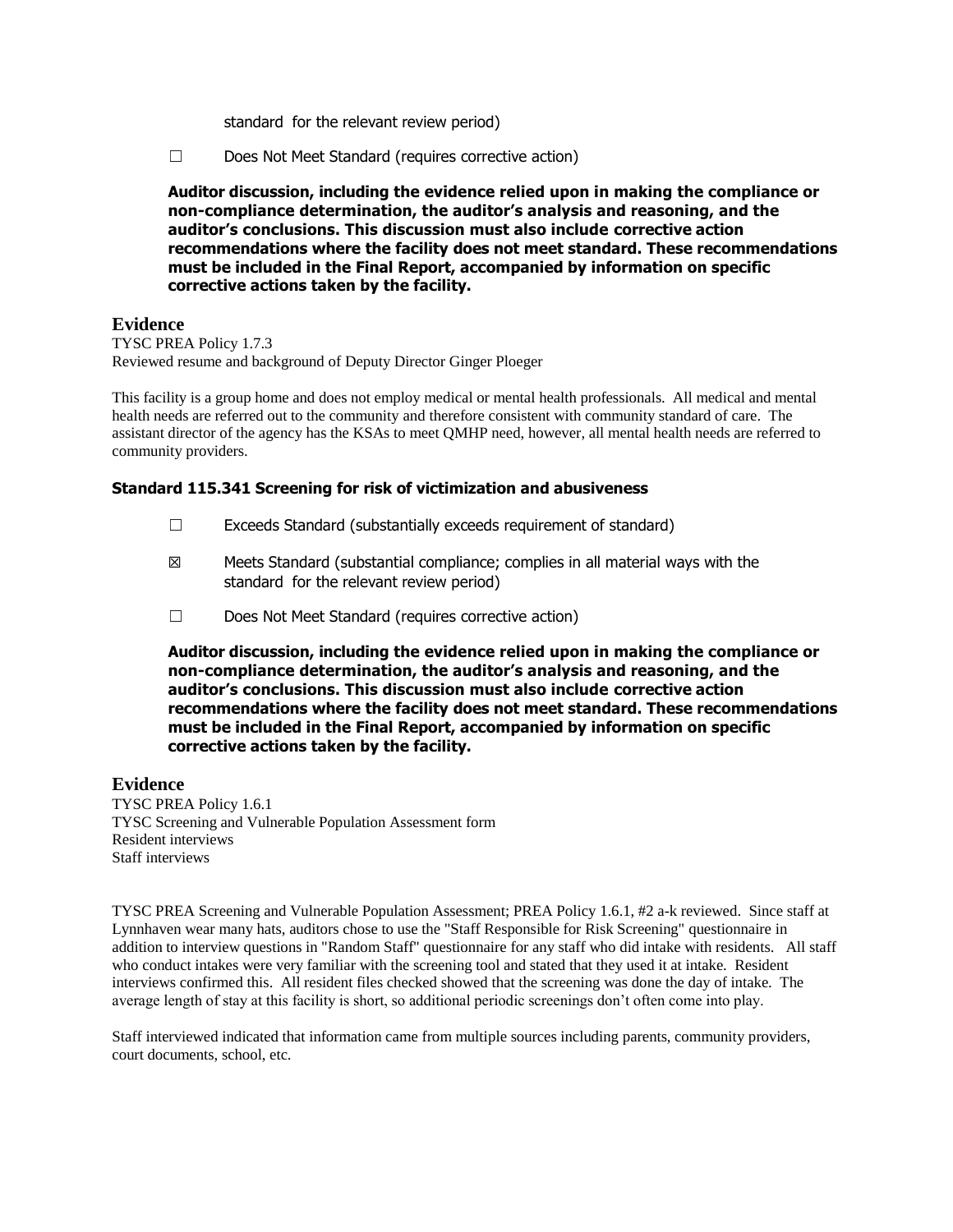standard for the relevant review period)

☐ Does Not Meet Standard (requires corrective action)

**Auditor discussion, including the evidence relied upon in making the compliance or non-compliance determination, the auditor's analysis and reasoning, and the auditor's conclusions. This discussion must also include corrective action recommendations where the facility does not meet standard. These recommendations must be included in the Final Report, accompanied by information on specific corrective actions taken by the facility.**

## Evidence

TYSC PREA Policy 1.7.3
Reviewed resume and background of Deputy Director Ginger Ploeger

This facility is a group home and does not employ medical or mental health professionals. All medical and mental health needs are referred out to the community and therefore consistent with community standard of care. The assistant director of the agency has the KSAs to meet QMHP need, however, all mental health needs are referred to community providers.

### Standard 115.341 Screening for risk of victimization and abusiveness

☐ Exceeds Standard (substantially exceeds requirement of standard)

☒ Meets Standard (substantial compliance; complies in all material ways with the standard for the relevant review period)

☐ Does Not Meet Standard (requires corrective action)

**Auditor discussion, including the evidence relied upon in making the compliance or non-compliance determination, the auditor's analysis and reasoning, and the auditor's conclusions. This discussion must also include corrective action recommendations where the facility does not meet standard. These recommendations must be included in the Final Report, accompanied by information on specific corrective actions taken by the facility.**

## Evidence

TYSC PREA Policy 1.6.1
TYSC Screening and Vulnerable Population Assessment form
Resident interviews
Staff interviews

TYSC PREA Screening and Vulnerable Population Assessment; PREA Policy 1.6.1, #2 a-k reviewed. Since staff at Lynnhaven wear many hats, auditors chose to use the "Staff Responsible for Risk Screening" questionnaire in addition to interview questions in "Random Staff" questionnaire for any staff who did intake with residents. All staff who conduct intakes were very familiar with the screening tool and stated that they used it at intake. Resident interviews confirmed this. All resident files checked showed that the screening was done the day of intake. The average length of stay at this facility is short, so additional periodic screenings don't often come into play.

Staff interviewed indicated that information came from multiple sources including parents, community providers, court documents, school, etc.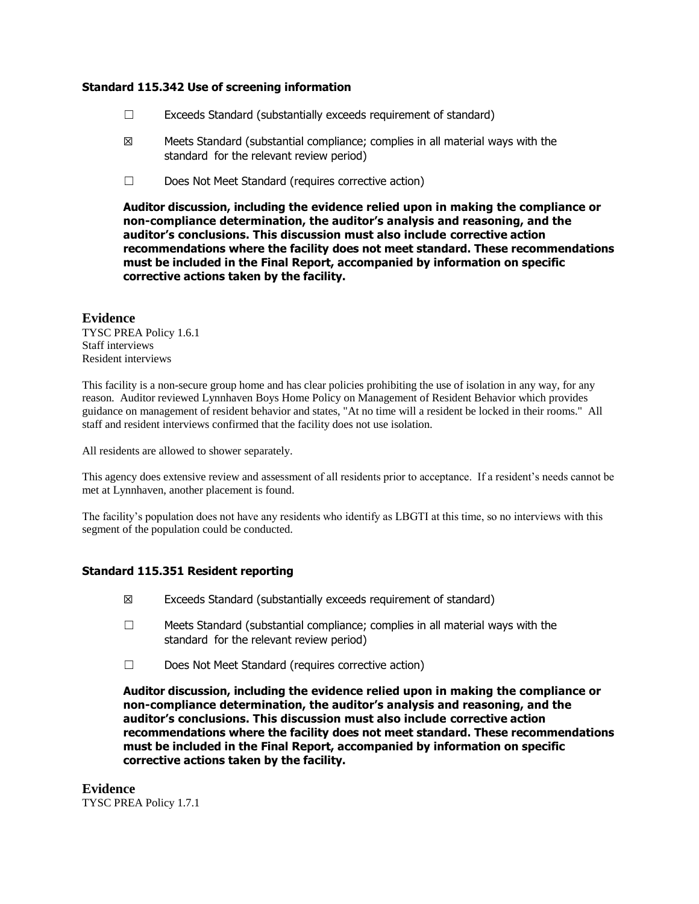### Standard 115.342 Use of screening information

- ☐ Exceeds Standard (substantially exceeds requirement of standard)
- ☒ Meets Standard (substantial compliance; complies in all material ways with the standard for the relevant review period)
- ☐ Does Not Meet Standard (requires corrective action)

**Auditor discussion, including the evidence relied upon in making the compliance or non-compliance determination, the auditor's analysis and reasoning, and the auditor's conclusions. This discussion must also include corrective action recommendations where the facility does not meet standard. These recommendations must be included in the Final Report, accompanied by information on specific corrective actions taken by the facility.**

**Evidence**

TYSC PREA Policy 1.6.1
Staff interviews
Resident interviews

This facility is a non-secure group home and has clear policies prohibiting the use of isolation in any way, for any reason. Auditor reviewed Lynnhaven Boys Home Policy on Management of Resident Behavior which provides guidance on management of resident behavior and states, "At no time will a resident be locked in their rooms." All staff and resident interviews confirmed that the facility does not use isolation.

All residents are allowed to shower separately.

This agency does extensive review and assessment of all residents prior to acceptance. If a resident's needs cannot be met at Lynnhaven, another placement is found.

The facility's population does not have any residents who identify as LBGTI at this time, so no interviews with this segment of the population could be conducted.

### Standard 115.351 Resident reporting

- ☒ Exceeds Standard (substantially exceeds requirement of standard)
- ☐ Meets Standard (substantial compliance; complies in all material ways with the standard for the relevant review period)
- ☐ Does Not Meet Standard (requires corrective action)

**Auditor discussion, including the evidence relied upon in making the compliance or non-compliance determination, the auditor's analysis and reasoning, and the auditor's conclusions. This discussion must also include corrective action recommendations where the facility does not meet standard. These recommendations must be included in the Final Report, accompanied by information on specific corrective actions taken by the facility.**

**Evidence**

TYSC PREA Policy 1.7.1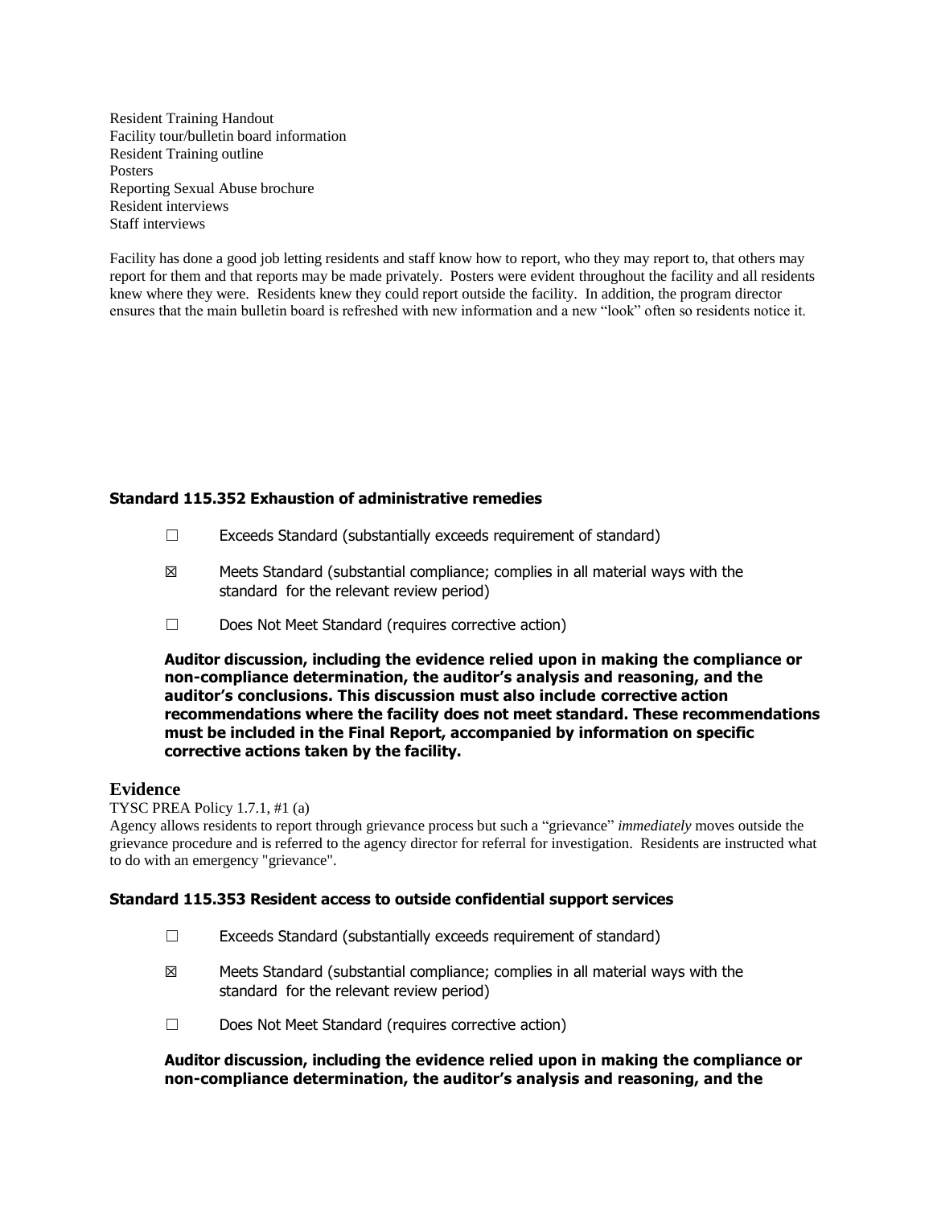Resident Training Handout
Facility tour/bulletin board information
Resident Training outline
Posters
Reporting Sexual Abuse brochure
Resident interviews
Staff interviews

Facility has done a good job letting residents and staff know how to report, who they may report to, that others may report for them and that reports may be made privately. Posters were evident throughout the facility and all residents knew where they were. Residents knew they could report outside the facility. In addition, the program director ensures that the main bulletin board is refreshed with new information and a new "look" often so residents notice it.

### Standard 115.352 Exhaustion of administrative remedies

☐ Exceeds Standard (substantially exceeds requirement of standard)

☒ Meets Standard (substantial compliance; complies in all material ways with the standard for the relevant review period)

☐ Does Not Meet Standard (requires corrective action)

**Auditor discussion, including the evidence relied upon in making the compliance or non-compliance determination, the auditor's analysis and reasoning, and the auditor's conclusions. This discussion must also include corrective action recommendations where the facility does not meet standard. These recommendations must be included in the Final Report, accompanied by information on specific corrective actions taken by the facility.**

## Evidence

TYSC PREA Policy 1.7.1, #1 (a)
Agency allows residents to report through grievance process but such a "grievance" *immediately* moves outside the grievance procedure and is referred to the agency director for referral for investigation. Residents are instructed what to do with an emergency "grievance".

### Standard 115.353 Resident access to outside confidential support services

☐ Exceeds Standard (substantially exceeds requirement of standard)

☒ Meets Standard (substantial compliance; complies in all material ways with the standard for the relevant review period)

☐ Does Not Meet Standard (requires corrective action)

**Auditor discussion, including the evidence relied upon in making the compliance or non-compliance determination, the auditor's analysis and reasoning, and the**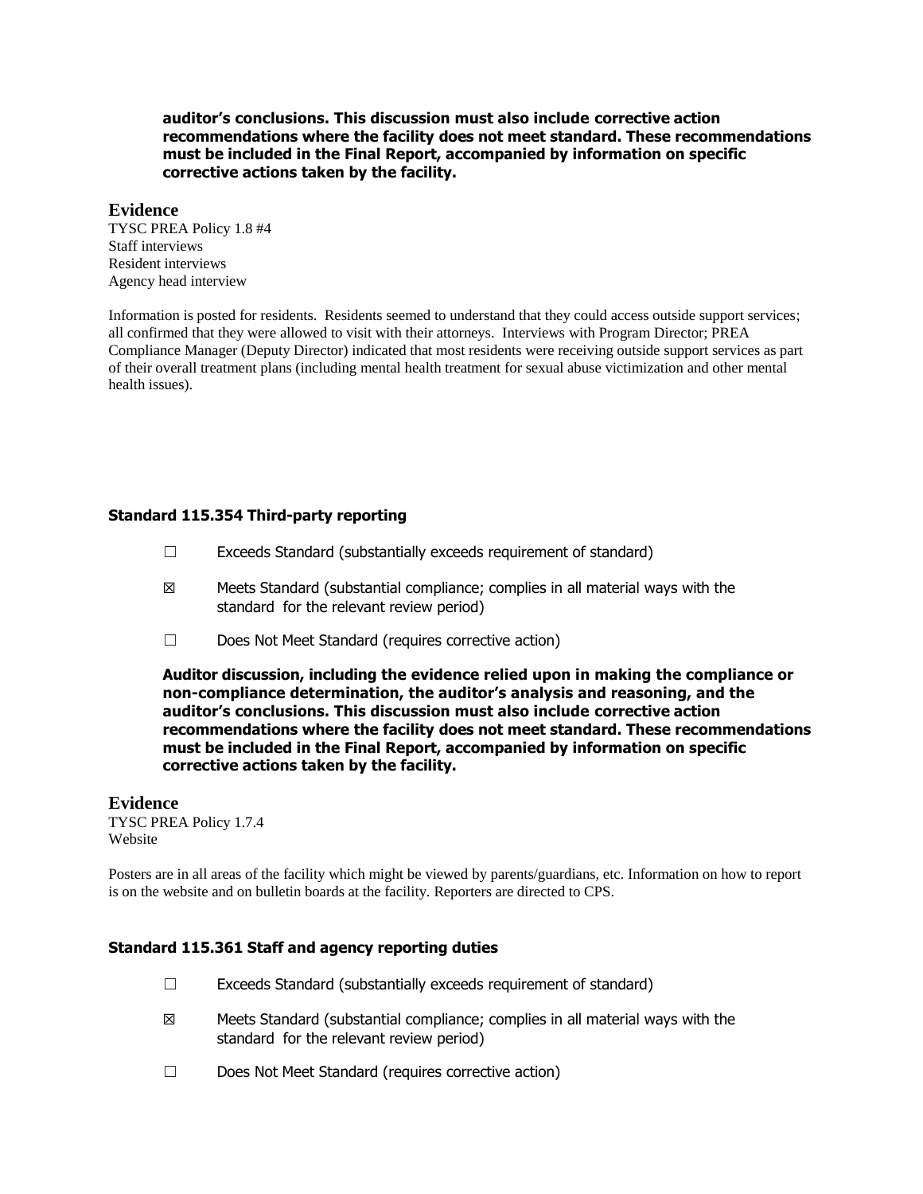**auditor's conclusions. This discussion must also include corrective action recommendations where the facility does not meet standard. These recommendations must be included in the Final Report, accompanied by information on specific corrective actions taken by the facility.**

### Evidence

TYSC PREA Policy 1.8 #4
Staff interviews
Resident interviews
Agency head interview

Information is posted for residents. Residents seemed to understand that they could access outside support services; all confirmed that they were allowed to visit with their attorneys. Interviews with Program Director; PREA Compliance Manager (Deputy Director) indicated that most residents were receiving outside support services as part of their overall treatment plans (including mental health treatment for sexual abuse victimization and other mental health issues).

#### Standard 115.354 Third-party reporting

☐ Exceeds Standard (substantially exceeds requirement of standard)

☒ Meets Standard (substantial compliance; complies in all material ways with the standard for the relevant review period)

☐ Does Not Meet Standard (requires corrective action)

**Auditor discussion, including the evidence relied upon in making the compliance or non-compliance determination, the auditor's analysis and reasoning, and the auditor's conclusions. This discussion must also include corrective action recommendations where the facility does not meet standard. These recommendations must be included in the Final Report, accompanied by information on specific corrective actions taken by the facility.**

### Evidence

TYSC PREA Policy 1.7.4
Website

Posters are in all areas of the facility which might be viewed by parents/guardians, etc. Information on how to report is on the website and on bulletin boards at the facility. Reporters are directed to CPS.

#### Standard 115.361 Staff and agency reporting duties

☐ Exceeds Standard (substantially exceeds requirement of standard)

☒ Meets Standard (substantial compliance; complies in all material ways with the standard for the relevant review period)

☐ Does Not Meet Standard (requires corrective action)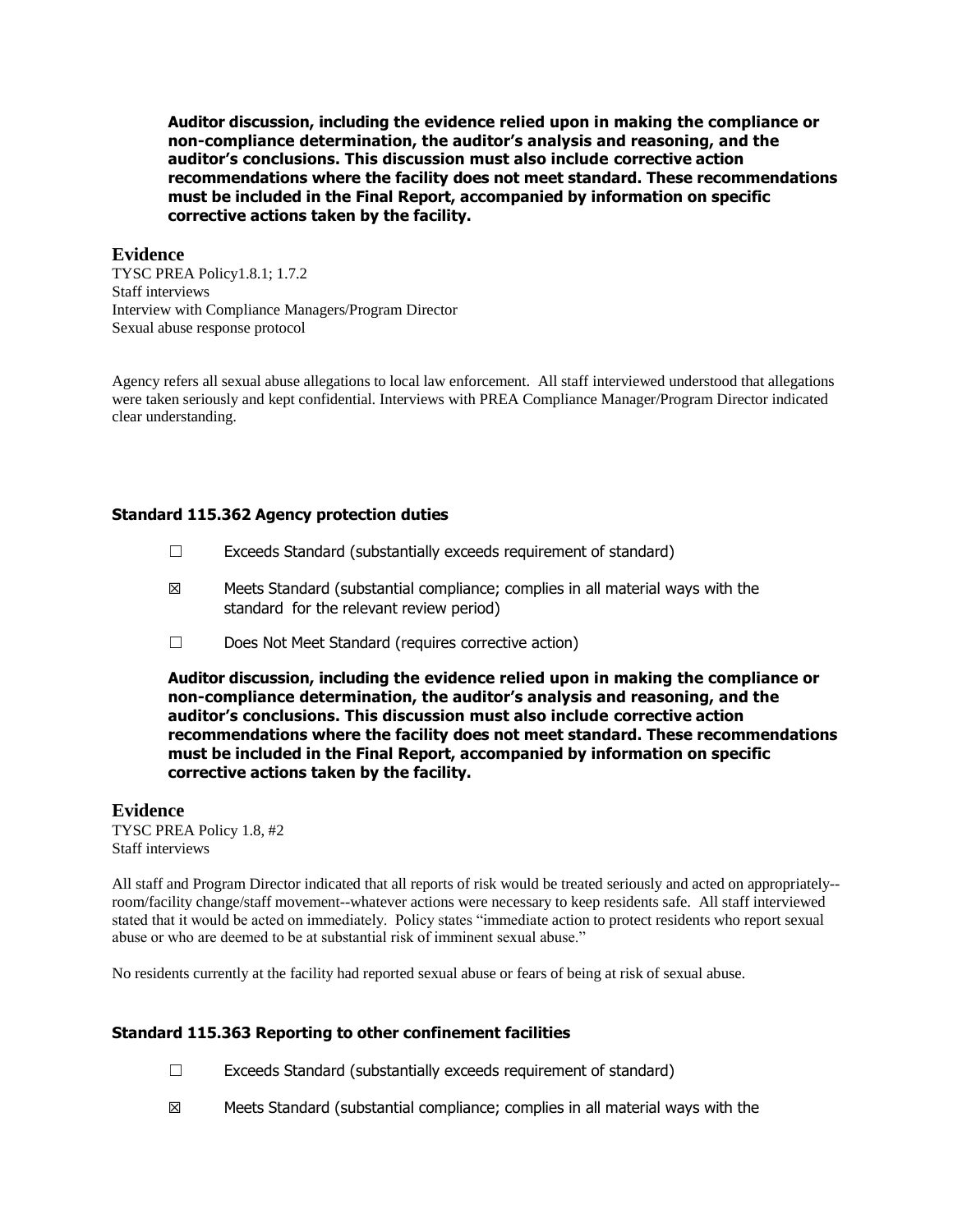**Auditor discussion, including the evidence relied upon in making the compliance or non-compliance determination, the auditor's analysis and reasoning, and the auditor's conclusions. This discussion must also include corrective action recommendations where the facility does not meet standard. These recommendations must be included in the Final Report, accompanied by information on specific corrective actions taken by the facility.**

**Evidence**

TYSC PREA Policy1.8.1; 1.7.2
Staff interviews
Interview with Compliance Managers/Program Director
Sexual abuse response protocol

Agency refers all sexual abuse allegations to local law enforcement. All staff interviewed understood that allegations were taken seriously and kept confidential. Interviews with PREA Compliance Manager/Program Director indicated clear understanding.

### Standard 115.362 Agency protection duties

☐ Exceeds Standard (substantially exceeds requirement of standard)

☒ Meets Standard (substantial compliance; complies in all material ways with the standard for the relevant review period)

☐ Does Not Meet Standard (requires corrective action)

**Auditor discussion, including the evidence relied upon in making the compliance or non-compliance determination, the auditor's analysis and reasoning, and the auditor's conclusions. This discussion must also include corrective action recommendations where the facility does not meet standard. These recommendations must be included in the Final Report, accompanied by information on specific corrective actions taken by the facility.**

**Evidence**

TYSC PREA Policy 1.8, #2
Staff interviews

All staff and Program Director indicated that all reports of risk would be treated seriously and acted on appropriately--room/facility change/staff movement--whatever actions were necessary to keep residents safe. All staff interviewed stated that it would be acted on immediately. Policy states "immediate action to protect residents who report sexual abuse or who are deemed to be at substantial risk of imminent sexual abuse."

No residents currently at the facility had reported sexual abuse or fears of being at risk of sexual abuse.

### Standard 115.363 Reporting to other confinement facilities

☐ Exceeds Standard (substantially exceeds requirement of standard)

☒ Meets Standard (substantial compliance; complies in all material ways with the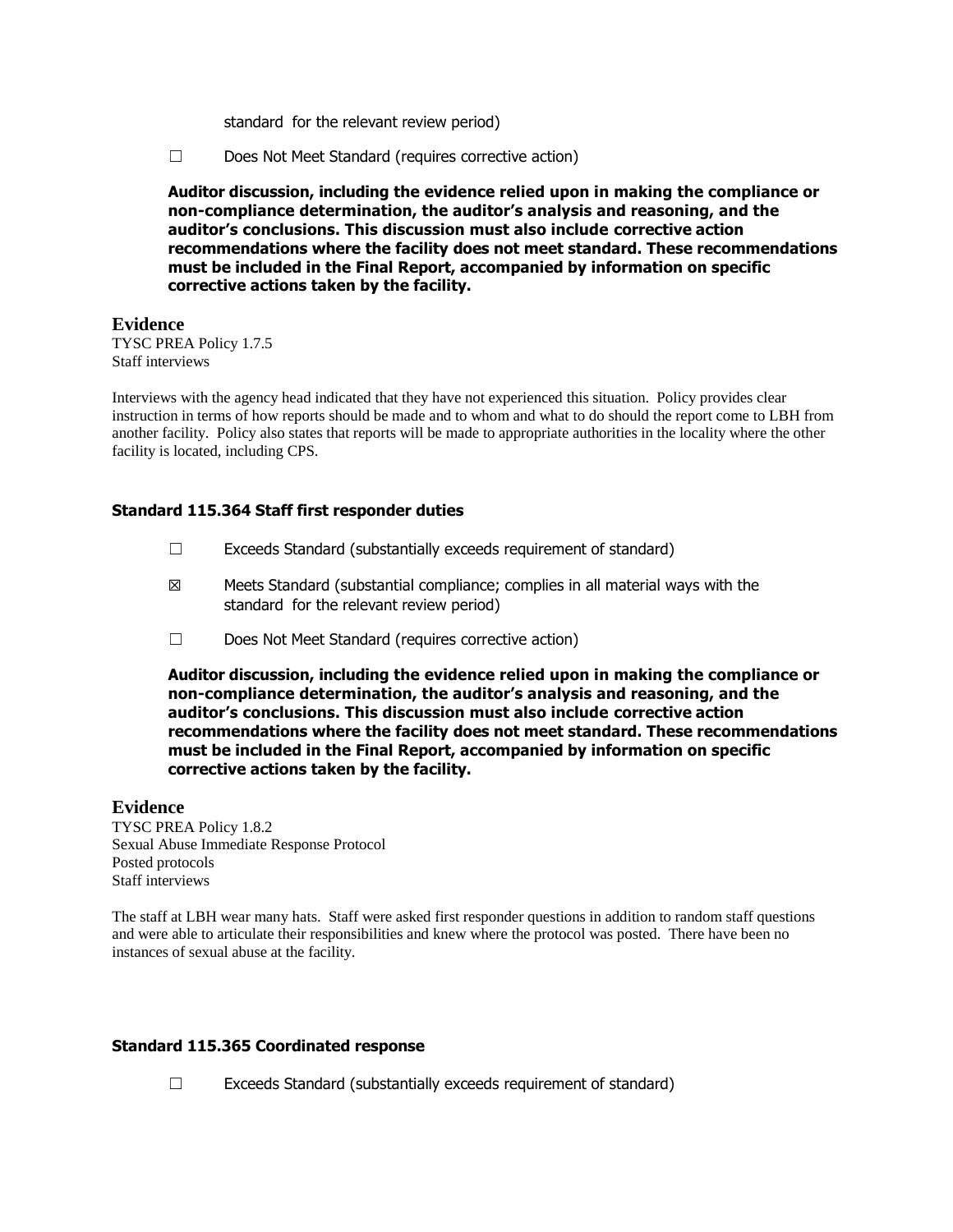standard for the relevant review period)

☐ Does Not Meet Standard (requires corrective action)

**Auditor discussion, including the evidence relied upon in making the compliance or non-compliance determination, the auditor's analysis and reasoning, and the auditor's conclusions. This discussion must also include corrective action recommendations where the facility does not meet standard. These recommendations must be included in the Final Report, accompanied by information on specific corrective actions taken by the facility.**

## Evidence

TYSC PREA Policy 1.7.5
Staff interviews

Interviews with the agency head indicated that they have not experienced this situation. Policy provides clear instruction in terms of how reports should be made and to whom and what to do should the report come to LBH from another facility. Policy also states that reports will be made to appropriate authorities in the locality where the other facility is located, including CPS.

### Standard 115.364 Staff first responder duties

☐ Exceeds Standard (substantially exceeds requirement of standard)

☒ Meets Standard (substantial compliance; complies in all material ways with the standard for the relevant review period)

☐ Does Not Meet Standard (requires corrective action)

**Auditor discussion, including the evidence relied upon in making the compliance or non-compliance determination, the auditor's analysis and reasoning, and the auditor's conclusions. This discussion must also include corrective action recommendations where the facility does not meet standard. These recommendations must be included in the Final Report, accompanied by information on specific corrective actions taken by the facility.**

## Evidence

TYSC PREA Policy 1.8.2
Sexual Abuse Immediate Response Protocol
Posted protocols
Staff interviews

The staff at LBH wear many hats. Staff were asked first responder questions in addition to random staff questions and were able to articulate their responsibilities and knew where the protocol was posted. There have been no instances of sexual abuse at the facility.

### Standard 115.365 Coordinated response

☐ Exceeds Standard (substantially exceeds requirement of standard)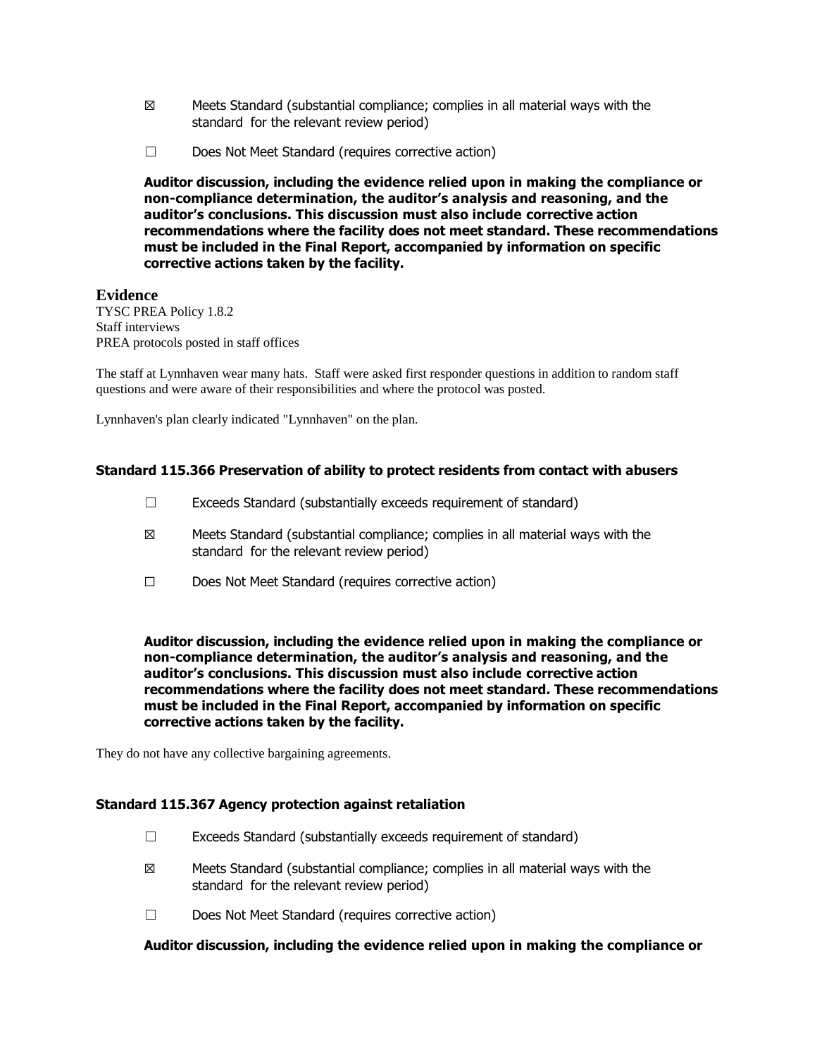☒ Meets Standard (substantial compliance; complies in all material ways with the standard for the relevant review period)

☐ Does Not Meet Standard (requires corrective action)

**Auditor discussion, including the evidence relied upon in making the compliance or non-compliance determination, the auditor's analysis and reasoning, and the auditor's conclusions. This discussion must also include corrective action recommendations where the facility does not meet standard. These recommendations must be included in the Final Report, accompanied by information on specific corrective actions taken by the facility.**

## Evidence

TYSC PREA Policy 1.8.2
Staff interviews
PREA protocols posted in staff offices

The staff at Lynnhaven wear many hats. Staff were asked first responder questions in addition to random staff questions and were aware of their responsibilities and where the protocol was posted.

Lynnhaven's plan clearly indicated "Lynnhaven" on the plan.

### Standard 115.366 Preservation of ability to protect residents from contact with abusers

☐ Exceeds Standard (substantially exceeds requirement of standard)

☒ Meets Standard (substantial compliance; complies in all material ways with the standard for the relevant review period)

☐ Does Not Meet Standard (requires corrective action)

**Auditor discussion, including the evidence relied upon in making the compliance or non-compliance determination, the auditor's analysis and reasoning, and the auditor's conclusions. This discussion must also include corrective action recommendations where the facility does not meet standard. These recommendations must be included in the Final Report, accompanied by information on specific corrective actions taken by the facility.**

They do not have any collective bargaining agreements.

### Standard 115.367 Agency protection against retaliation

☐ Exceeds Standard (substantially exceeds requirement of standard)

☒ Meets Standard (substantial compliance; complies in all material ways with the standard for the relevant review period)

☐ Does Not Meet Standard (requires corrective action)

**Auditor discussion, including the evidence relied upon in making the compliance or**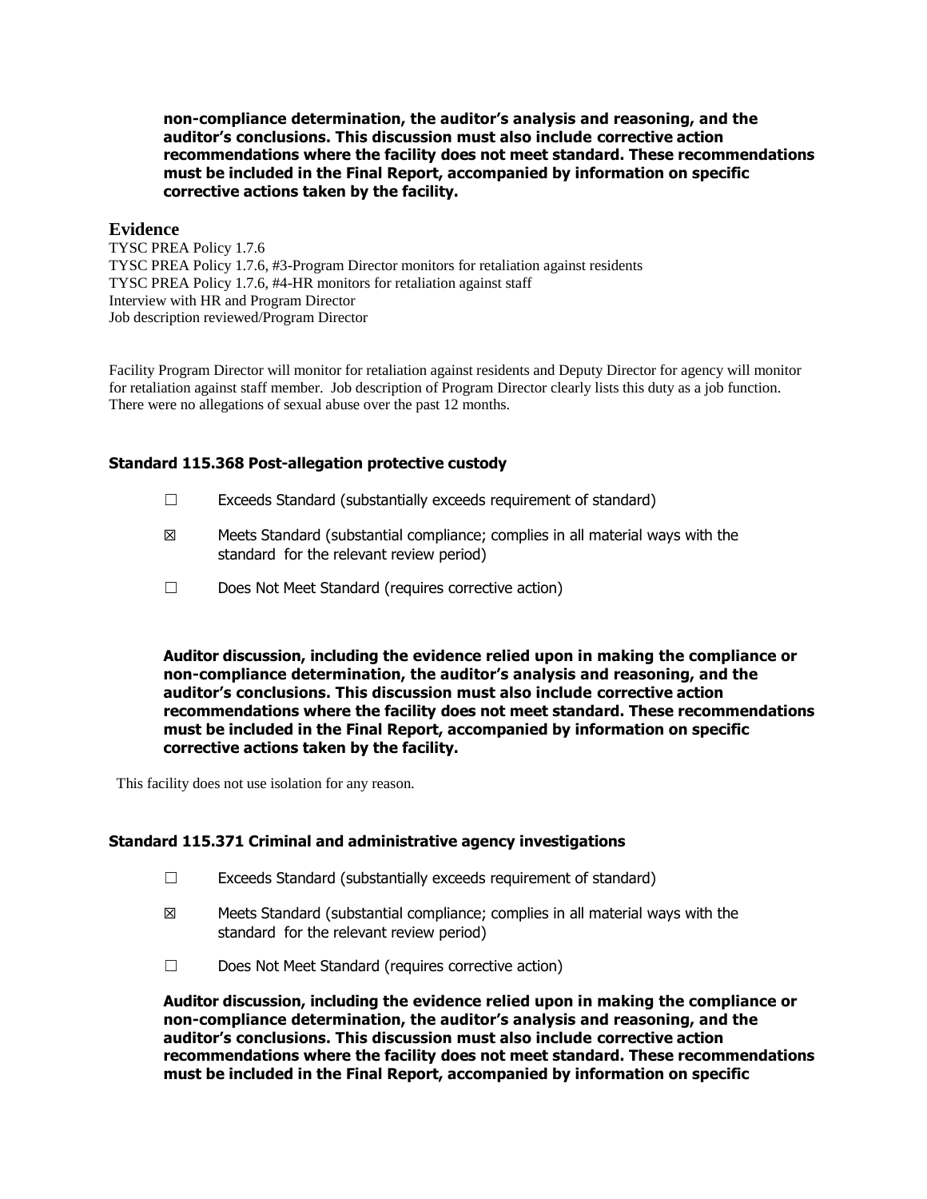**non-compliance determination, the auditor's analysis and reasoning, and the auditor's conclusions. This discussion must also include corrective action recommendations where the facility does not meet standard. These recommendations must be included in the Final Report, accompanied by information on specific corrective actions taken by the facility.**

## Evidence

TYSC PREA Policy 1.7.6
TYSC PREA Policy 1.7.6, #3-Program Director monitors for retaliation against residents
TYSC PREA Policy 1.7.6, #4-HR monitors for retaliation against staff
Interview with HR and Program Director
Job description reviewed/Program Director

Facility Program Director will monitor for retaliation against residents and Deputy Director for agency will monitor for retaliation against staff member. Job description of Program Director clearly lists this duty as a job function. There were no allegations of sexual abuse over the past 12 months.

### Standard 115.368 Post-allegation protective custody

☐ Exceeds Standard (substantially exceeds requirement of standard)

☒ Meets Standard (substantial compliance; complies in all material ways with the standard for the relevant review period)

☐ Does Not Meet Standard (requires corrective action)

**Auditor discussion, including the evidence relied upon in making the compliance or non-compliance determination, the auditor's analysis and reasoning, and the auditor's conclusions. This discussion must also include corrective action recommendations where the facility does not meet standard. These recommendations must be included in the Final Report, accompanied by information on specific corrective actions taken by the facility.**

This facility does not use isolation for any reason.

### Standard 115.371 Criminal and administrative agency investigations

☐ Exceeds Standard (substantially exceeds requirement of standard)

☒ Meets Standard (substantial compliance; complies in all material ways with the standard for the relevant review period)

☐ Does Not Meet Standard (requires corrective action)

**Auditor discussion, including the evidence relied upon in making the compliance or non-compliance determination, the auditor's analysis and reasoning, and the auditor's conclusions. This discussion must also include corrective action recommendations where the facility does not meet standard. These recommendations must be included in the Final Report, accompanied by information on specific**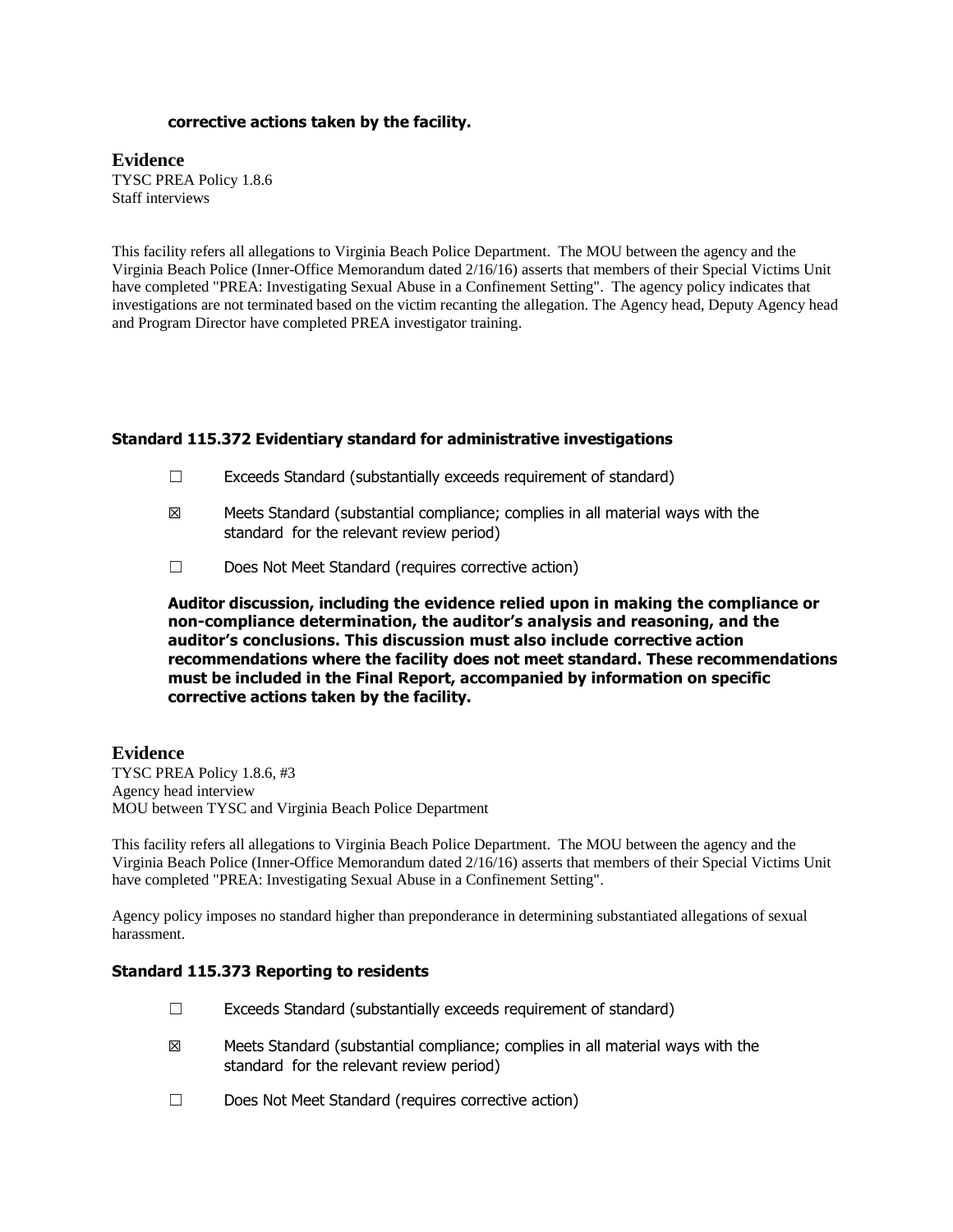**corrective actions taken by the facility.**

### Evidence

TYSC PREA Policy 1.8.6
Staff interviews

This facility refers all allegations to Virginia Beach Police Department. The MOU between the agency and the Virginia Beach Police (Inner-Office Memorandum dated 2/16/16) asserts that members of their Special Victims Unit have completed "PREA: Investigating Sexual Abuse in a Confinement Setting". The agency policy indicates that investigations are not terminated based on the victim recanting the allegation. The Agency head, Deputy Agency head and Program Director have completed PREA investigator training.

### Standard 115.372 Evidentiary standard for administrative investigations

☐ Exceeds Standard (substantially exceeds requirement of standard)

☒ Meets Standard (substantial compliance; complies in all material ways with the standard for the relevant review period)

☐ Does Not Meet Standard (requires corrective action)

**Auditor discussion, including the evidence relied upon in making the compliance or non-compliance determination, the auditor's analysis and reasoning, and the auditor's conclusions. This discussion must also include corrective action recommendations where the facility does not meet standard. These recommendations must be included in the Final Report, accompanied by information on specific corrective actions taken by the facility.**

### Evidence

TYSC PREA Policy 1.8.6, #3
Agency head interview
MOU between TYSC and Virginia Beach Police Department

This facility refers all allegations to Virginia Beach Police Department. The MOU between the agency and the Virginia Beach Police (Inner-Office Memorandum dated 2/16/16) asserts that members of their Special Victims Unit have completed "PREA: Investigating Sexual Abuse in a Confinement Setting".

Agency policy imposes no standard higher than preponderance in determining substantiated allegations of sexual harassment.

### Standard 115.373 Reporting to residents

☐ Exceeds Standard (substantially exceeds requirement of standard)

☒ Meets Standard (substantial compliance; complies in all material ways with the standard for the relevant review period)

☐ Does Not Meet Standard (requires corrective action)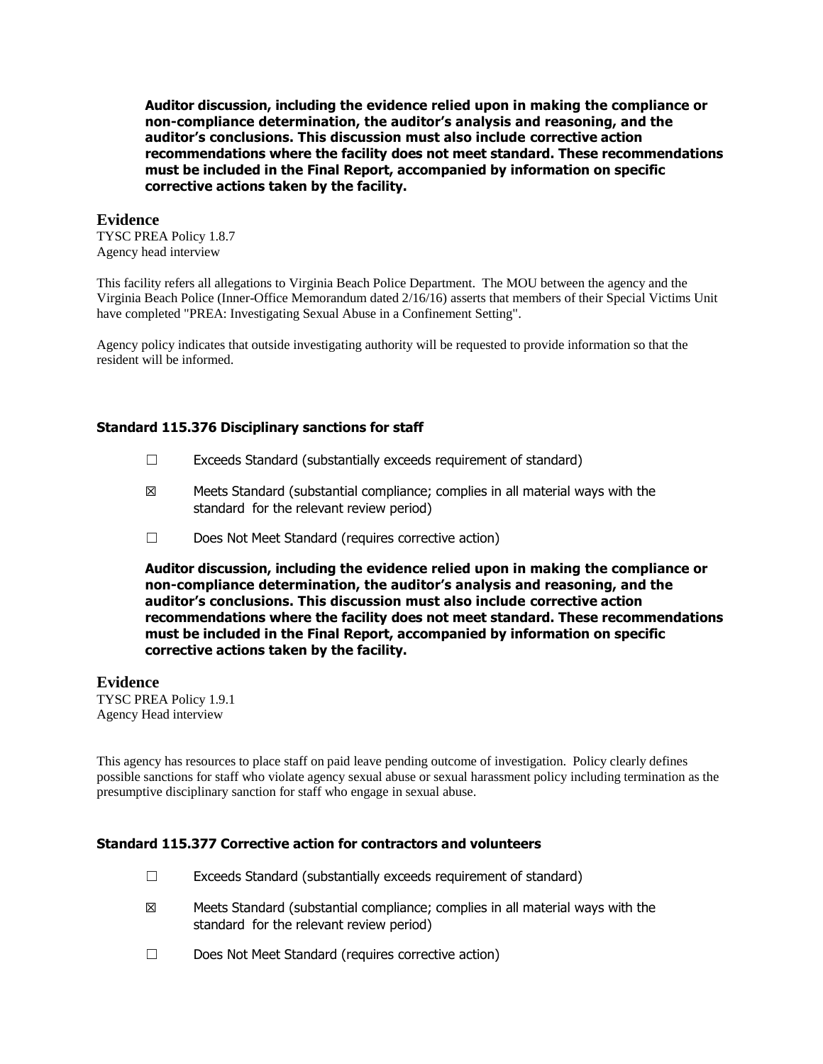**Auditor discussion, including the evidence relied upon in making the compliance or non-compliance determination, the auditor's analysis and reasoning, and the auditor's conclusions. This discussion must also include corrective action recommendations where the facility does not meet standard. These recommendations must be included in the Final Report, accompanied by information on specific corrective actions taken by the facility.**

## Evidence

TYSC PREA Policy 1.8.7
Agency head interview

This facility refers all allegations to Virginia Beach Police Department. The MOU between the agency and the Virginia Beach Police (Inner-Office Memorandum dated 2/16/16) asserts that members of their Special Victims Unit have completed "PREA: Investigating Sexual Abuse in a Confinement Setting".

Agency policy indicates that outside investigating authority will be requested to provide information so that the resident will be informed.

### Standard 115.376 Disciplinary sanctions for staff

☐ Exceeds Standard (substantially exceeds requirement of standard)

☒ Meets Standard (substantial compliance; complies in all material ways with the standard for the relevant review period)

☐ Does Not Meet Standard (requires corrective action)

**Auditor discussion, including the evidence relied upon in making the compliance or non-compliance determination, the auditor's analysis and reasoning, and the auditor's conclusions. This discussion must also include corrective action recommendations where the facility does not meet standard. These recommendations must be included in the Final Report, accompanied by information on specific corrective actions taken by the facility.**

## Evidence

TYSC PREA Policy 1.9.1
Agency Head interview

This agency has resources to place staff on paid leave pending outcome of investigation. Policy clearly defines possible sanctions for staff who violate agency sexual abuse or sexual harassment policy including termination as the presumptive disciplinary sanction for staff who engage in sexual abuse.

### Standard 115.377 Corrective action for contractors and volunteers

☐ Exceeds Standard (substantially exceeds requirement of standard)

☒ Meets Standard (substantial compliance; complies in all material ways with the standard for the relevant review period)

☐ Does Not Meet Standard (requires corrective action)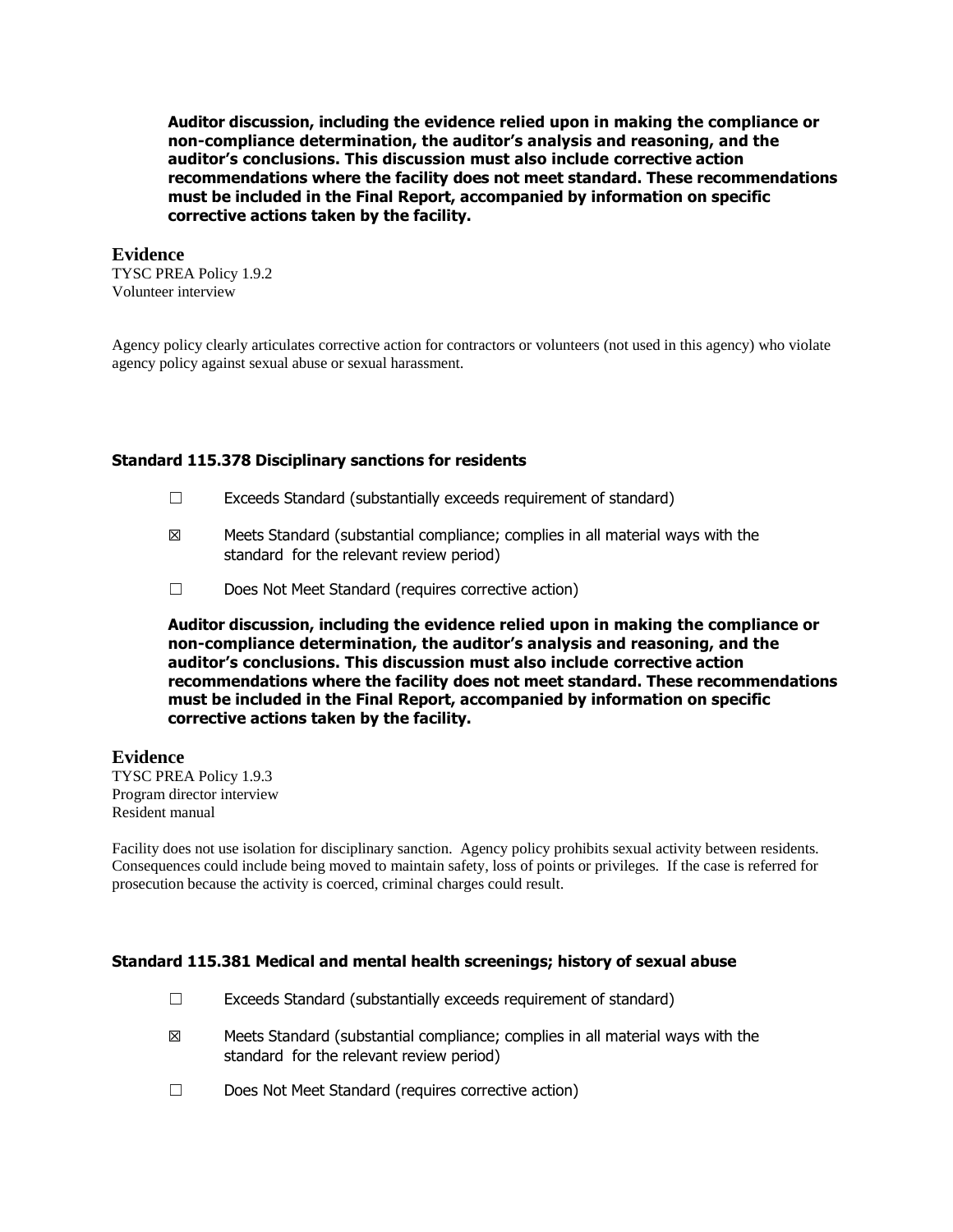**Auditor discussion, including the evidence relied upon in making the compliance or non-compliance determination, the auditor's analysis and reasoning, and the auditor's conclusions. This discussion must also include corrective action recommendations where the facility does not meet standard. These recommendations must be included in the Final Report, accompanied by information on specific corrective actions taken by the facility.**

## Evidence

TYSC PREA Policy 1.9.2
Volunteer interview

Agency policy clearly articulates corrective action for contractors or volunteers (not used in this agency) who violate agency policy against sexual abuse or sexual harassment.

### Standard 115.378 Disciplinary sanctions for residents

☐ Exceeds Standard (substantially exceeds requirement of standard)

☒ Meets Standard (substantial compliance; complies in all material ways with the standard for the relevant review period)

☐ Does Not Meet Standard (requires corrective action)

**Auditor discussion, including the evidence relied upon in making the compliance or non-compliance determination, the auditor's analysis and reasoning, and the auditor's conclusions. This discussion must also include corrective action recommendations where the facility does not meet standard. These recommendations must be included in the Final Report, accompanied by information on specific corrective actions taken by the facility.**

## Evidence

TYSC PREA Policy 1.9.3
Program director interview
Resident manual

Facility does not use isolation for disciplinary sanction. Agency policy prohibits sexual activity between residents. Consequences could include being moved to maintain safety, loss of points or privileges. If the case is referred for prosecution because the activity is coerced, criminal charges could result.

### Standard 115.381 Medical and mental health screenings; history of sexual abuse

☐ Exceeds Standard (substantially exceeds requirement of standard)

☒ Meets Standard (substantial compliance; complies in all material ways with the standard for the relevant review period)

☐ Does Not Meet Standard (requires corrective action)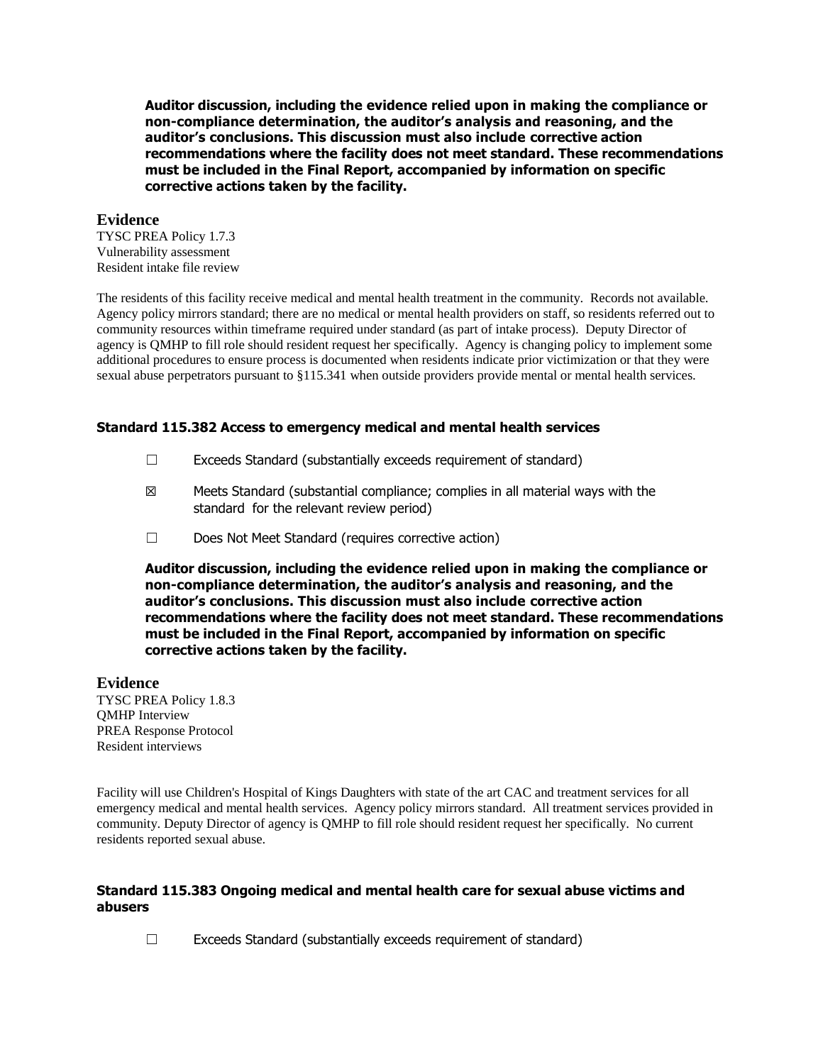**Auditor discussion, including the evidence relied upon in making the compliance or non-compliance determination, the auditor's analysis and reasoning, and the auditor's conclusions. This discussion must also include corrective action recommendations where the facility does not meet standard. These recommendations must be included in the Final Report, accompanied by information on specific corrective actions taken by the facility.**

### Evidence

TYSC PREA Policy 1.7.3
Vulnerability assessment
Resident intake file review

The residents of this facility receive medical and mental health treatment in the community. Records not available. Agency policy mirrors standard; there are no medical or mental health providers on staff, so residents referred out to community resources within timeframe required under standard (as part of intake process). Deputy Director of agency is QMHP to fill role should resident request her specifically. Agency is changing policy to implement some additional procedures to ensure process is documented when residents indicate prior victimization or that they were sexual abuse perpetrators pursuant to §115.341 when outside providers provide mental or mental health services.

### Standard 115.382 Access to emergency medical and mental health services

☐ Exceeds Standard (substantially exceeds requirement of standard)

☒ Meets Standard (substantial compliance; complies in all material ways with the standard for the relevant review period)

☐ Does Not Meet Standard (requires corrective action)

**Auditor discussion, including the evidence relied upon in making the compliance or non-compliance determination, the auditor's analysis and reasoning, and the auditor's conclusions. This discussion must also include corrective action recommendations where the facility does not meet standard. These recommendations must be included in the Final Report, accompanied by information on specific corrective actions taken by the facility.**

### Evidence

TYSC PREA Policy 1.8.3
QMHP Interview
PREA Response Protocol
Resident interviews

Facility will use Children's Hospital of Kings Daughters with state of the art CAC and treatment services for all emergency medical and mental health services. Agency policy mirrors standard. All treatment services provided in community. Deputy Director of agency is QMHP to fill role should resident request her specifically. No current residents reported sexual abuse.

### Standard 115.383 Ongoing medical and mental health care for sexual abuse victims and abusers

☐ Exceeds Standard (substantially exceeds requirement of standard)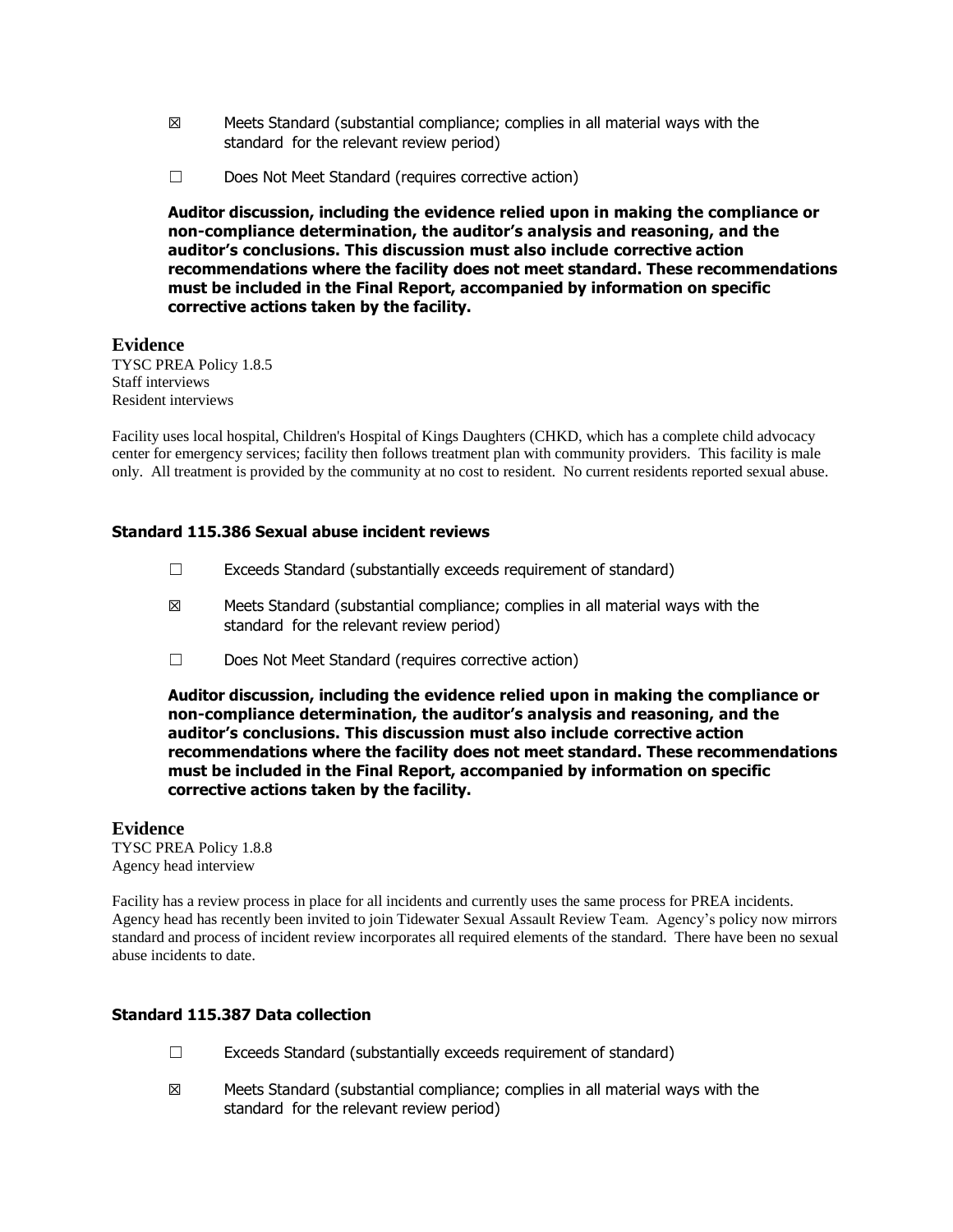☒ Meets Standard (substantial compliance; complies in all material ways with the standard for the relevant review period)

☐ Does Not Meet Standard (requires corrective action)

**Auditor discussion, including the evidence relied upon in making the compliance or non-compliance determination, the auditor's analysis and reasoning, and the auditor's conclusions. This discussion must also include corrective action recommendations where the facility does not meet standard. These recommendations must be included in the Final Report, accompanied by information on specific corrective actions taken by the facility.**

**Evidence**

TYSC PREA Policy 1.8.5
Staff interviews
Resident interviews

Facility uses local hospital, Children's Hospital of Kings Daughters (CHKD, which has a complete child advocacy center for emergency services; facility then follows treatment plan with community providers. This facility is male only. All treatment is provided by the community at no cost to resident. No current residents reported sexual abuse.

### Standard 115.386 Sexual abuse incident reviews

☐ Exceeds Standard (substantially exceeds requirement of standard)

☒ Meets Standard (substantial compliance; complies in all material ways with the standard for the relevant review period)

☐ Does Not Meet Standard (requires corrective action)

**Auditor discussion, including the evidence relied upon in making the compliance or non-compliance determination, the auditor's analysis and reasoning, and the auditor's conclusions. This discussion must also include corrective action recommendations where the facility does not meet standard. These recommendations must be included in the Final Report, accompanied by information on specific corrective actions taken by the facility.**

**Evidence**

TYSC PREA Policy 1.8.8
Agency head interview

Facility has a review process in place for all incidents and currently uses the same process for PREA incidents. Agency head has recently been invited to join Tidewater Sexual Assault Review Team. Agency's policy now mirrors standard and process of incident review incorporates all required elements of the standard. There have been no sexual abuse incidents to date.

### Standard 115.387 Data collection

☐ Exceeds Standard (substantially exceeds requirement of standard)

☒ Meets Standard (substantial compliance; complies in all material ways with the standard for the relevant review period)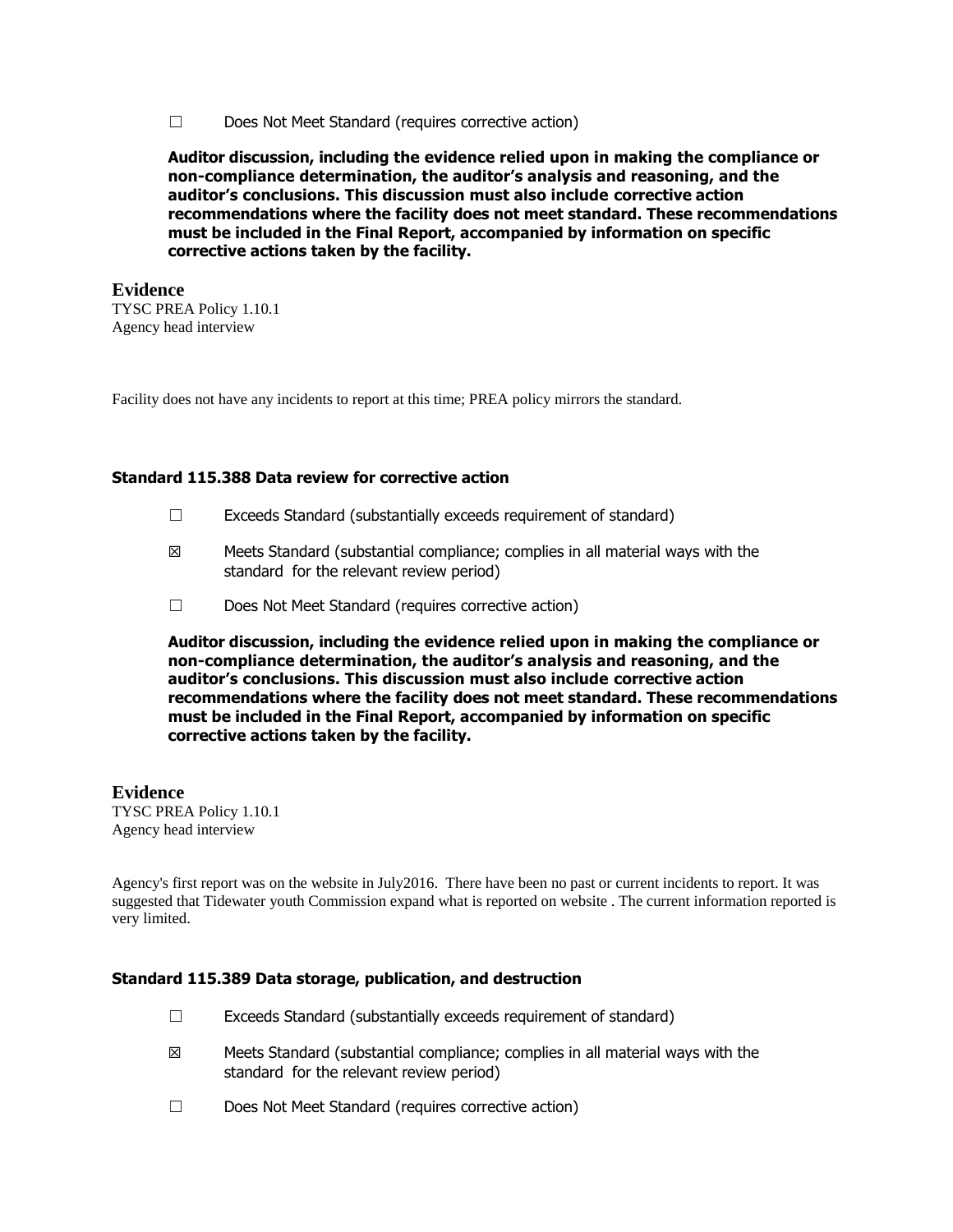☐ Does Not Meet Standard (requires corrective action)

**Auditor discussion, including the evidence relied upon in making the compliance or non-compliance determination, the auditor's analysis and reasoning, and the auditor's conclusions. This discussion must also include corrective action recommendations where the facility does not meet standard. These recommendations must be included in the Final Report, accompanied by information on specific corrective actions taken by the facility.**

**Evidence**
TYSC PREA Policy 1.10.1
Agency head interview

Facility does not have any incidents to report at this time; PREA policy mirrors the standard.

### Standard 115.388 Data review for corrective action

☐ Exceeds Standard (substantially exceeds requirement of standard)

☒ Meets Standard (substantial compliance; complies in all material ways with the standard for the relevant review period)

☐ Does Not Meet Standard (requires corrective action)

**Auditor discussion, including the evidence relied upon in making the compliance or non-compliance determination, the auditor's analysis and reasoning, and the auditor's conclusions. This discussion must also include corrective action recommendations where the facility does not meet standard. These recommendations must be included in the Final Report, accompanied by information on specific corrective actions taken by the facility.**

**Evidence**
TYSC PREA Policy 1.10.1
Agency head interview

Agency's first report was on the website in July2016. There have been no past or current incidents to report. It was suggested that Tidewater youth Commission expand what is reported on website . The current information reported is very limited.

### Standard 115.389 Data storage, publication, and destruction

☐ Exceeds Standard (substantially exceeds requirement of standard)

☒ Meets Standard (substantial compliance; complies in all material ways with the standard for the relevant review period)

☐ Does Not Meet Standard (requires corrective action)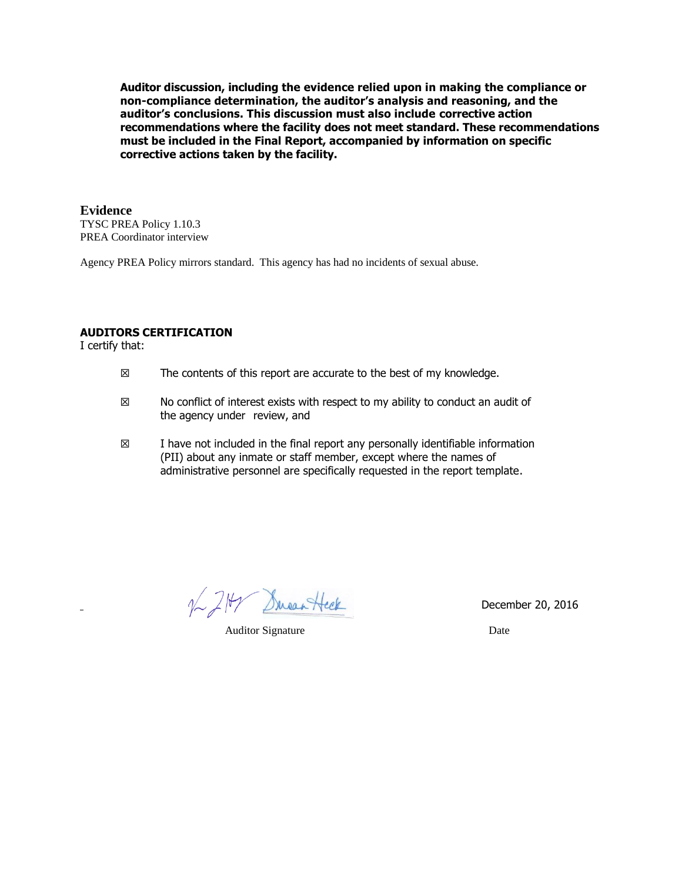**Auditor discussion, including the evidence relied upon in making the compliance or non-compliance determination, the auditor's analysis and reasoning, and the auditor's conclusions. This discussion must also include corrective action recommendations where the facility does not meet standard. These recommendations must be included in the Final Report, accompanied by information on specific corrective actions taken by the facility.**

**Evidence**

TYSC PREA Policy 1.10.3
PREA Coordinator interview

Agency PREA Policy mirrors standard. This agency has had no incidents of sexual abuse.

**AUDITORS CERTIFICATION**

I certify that:

☒ The contents of this report are accurate to the best of my knowledge.

☒ No conflict of interest exists with respect to my ability to conduct an audit of the agency under review, and

☒ I have not included in the final report any personally identifiable information (PII) about any inmate or staff member, except where the names of administrative personnel are specifically requested in the report template.

Susan Heck

Auditor Signature

December 20, 2016

Date